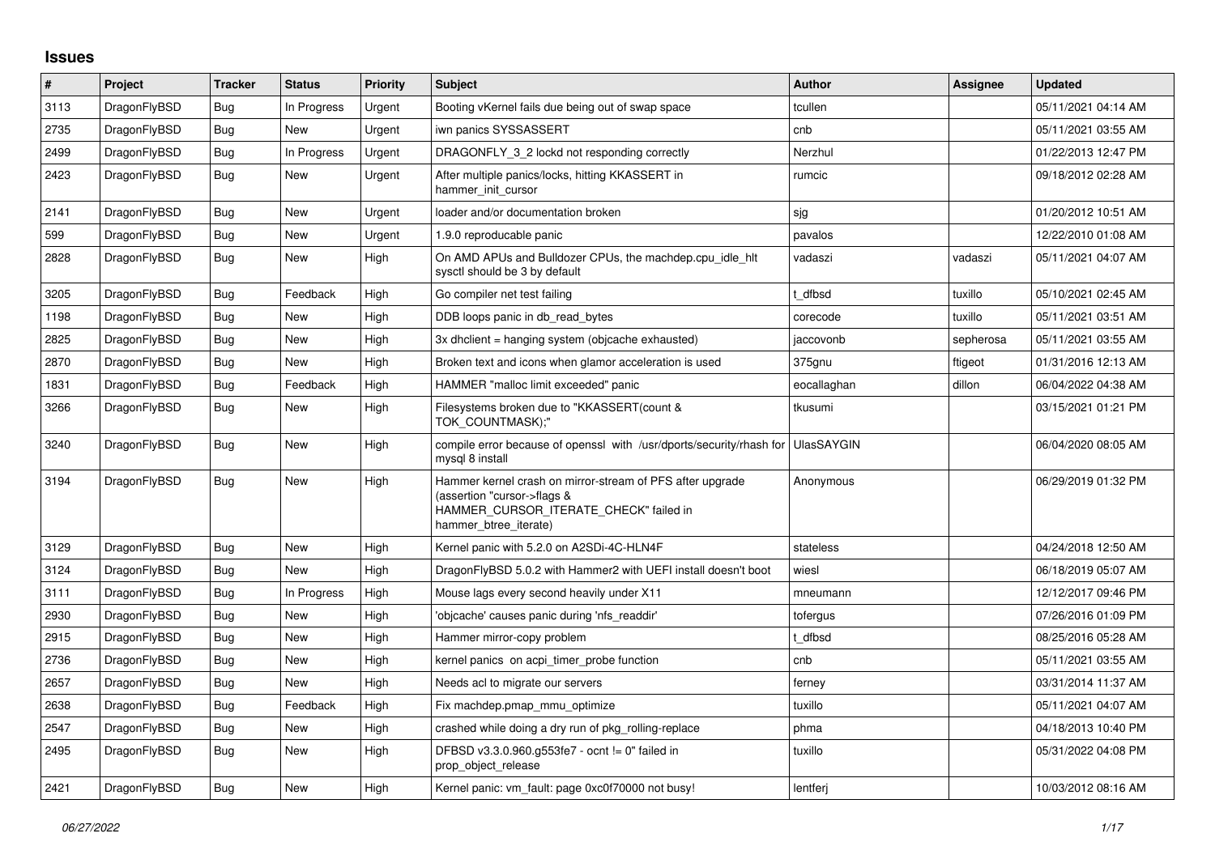# Issues

| # | Project | Tracker | Status | Priority | Subject | Author | Assignee | Updated |
|---|---|---|---|---|---|---|---|---|
| 3113 | DragonFlyBSD | Bug | In Progress | Urgent | Booting vKernel fails due being out of swap space | tcullen | | 05/11/2021 04:14 AM |
| 2735 | DragonFlyBSD | Bug | New | Urgent | iwn panics SYSSASSERT | cnb | | 05/11/2021 03:55 AM |
| 2499 | DragonFlyBSD | Bug | In Progress | Urgent | DRAGONFLY_3_2 lockd not responding correctly | Nerzhul | | 01/22/2013 12:47 PM |
| 2423 | DragonFlyBSD | Bug | New | Urgent | After multiple panics/locks, hitting KKASSERT in hammer_init_cursor | rumcic | | 09/18/2012 02:28 AM |
| 2141 | DragonFlyBSD | Bug | New | Urgent | loader and/or documentation broken | sjg | | 01/20/2012 10:51 AM |
| 599 | DragonFlyBSD | Bug | New | Urgent | 1.9.0 reproducable panic | pavalos | | 12/22/2010 01:08 AM |
| 2828 | DragonFlyBSD | Bug | New | High | On AMD APUs and Bulldozer CPUs, the machdep.cpu_idle_hlt sysctl should be 3 by default | vadaszi | vadaszi | 05/11/2021 04:07 AM |
| 3205 | DragonFlyBSD | Bug | Feedback | High | Go compiler net test failing | t_dfbsd | tuxillo | 05/10/2021 02:45 AM |
| 1198 | DragonFlyBSD | Bug | New | High | DDB loops panic in db_read_bytes | corecode | tuxillo | 05/11/2021 03:51 AM |
| 2825 | DragonFlyBSD | Bug | New | High | 3x dhclient = hanging system (objcache exhausted) | jaccovonb | sepherosa | 05/11/2021 03:55 AM |
| 2870 | DragonFlyBSD | Bug | New | High | Broken text and icons when glamor acceleration is used | 375gnu | ftigeot | 01/31/2016 12:13 AM |
| 1831 | DragonFlyBSD | Bug | Feedback | High | HAMMER "malloc limit exceeded" panic | eocallaghan | dillon | 06/04/2022 04:38 AM |
| 3266 | DragonFlyBSD | Bug | New | High | Filesystems broken due to "KKASSERT(count & TOK_COUNTMASK);" | tkusumi | | 03/15/2021 01:21 PM |
| 3240 | DragonFlyBSD | Bug | New | High | compile error because of openssl with /usr/dports/security/rhash for mysql 8 install | UlasSAYGIN | | 06/04/2020 08:05 AM |
| 3194 | DragonFlyBSD | Bug | New | High | Hammer kernel crash on mirror-stream of PFS after upgrade (assertion "cursor->flags & HAMMER_CURSOR_ITERATE_CHECK" failed in hammer_btree_iterate) | Anonymous | | 06/29/2019 01:32 PM |
| 3129 | DragonFlyBSD | Bug | New | High | Kernel panic with 5.2.0 on A2SDi-4C-HLN4F | stateless | | 04/24/2018 12:50 AM |
| 3124 | DragonFlyBSD | Bug | New | High | DragonFlyBSD 5.0.2 with Hammer2 with UEFI install doesn't boot | wiesl | | 06/18/2019 05:07 AM |
| 3111 | DragonFlyBSD | Bug | In Progress | High | Mouse lags every second heavily under X11 | mneumann | | 12/12/2017 09:46 PM |
| 2930 | DragonFlyBSD | Bug | New | High | 'objcache' causes panic during 'nfs_readdir' | tofergus | | 07/26/2016 01:09 PM |
| 2915 | DragonFlyBSD | Bug | New | High | Hammer mirror-copy problem | t_dfbsd | | 08/25/2016 05:28 AM |
| 2736 | DragonFlyBSD | Bug | New | High | kernel panics on acpi_timer_probe function | cnb | | 05/11/2021 03:55 AM |
| 2657 | DragonFlyBSD | Bug | New | High | Needs acl to migrate our servers | ferney | | 03/31/2014 11:37 AM |
| 2638 | DragonFlyBSD | Bug | Feedback | High | Fix machdep.pmap_mmu_optimize | tuxillo | | 05/11/2021 04:07 AM |
| 2547 | DragonFlyBSD | Bug | New | High | crashed while doing a dry run of pkg_rolling-replace | phma | | 04/18/2013 10:40 PM |
| 2495 | DragonFlyBSD | Bug | New | High | DFBSD v3.3.0.960.g553fe7 - ocnt != 0" failed in prop_object_release | tuxillo | | 05/31/2022 04:08 PM |
| 2421 | DragonFlyBSD | Bug | New | High | Kernel panic: vm_fault: page 0xc0f70000 not busy! | lentferj | | 10/03/2012 08:16 AM |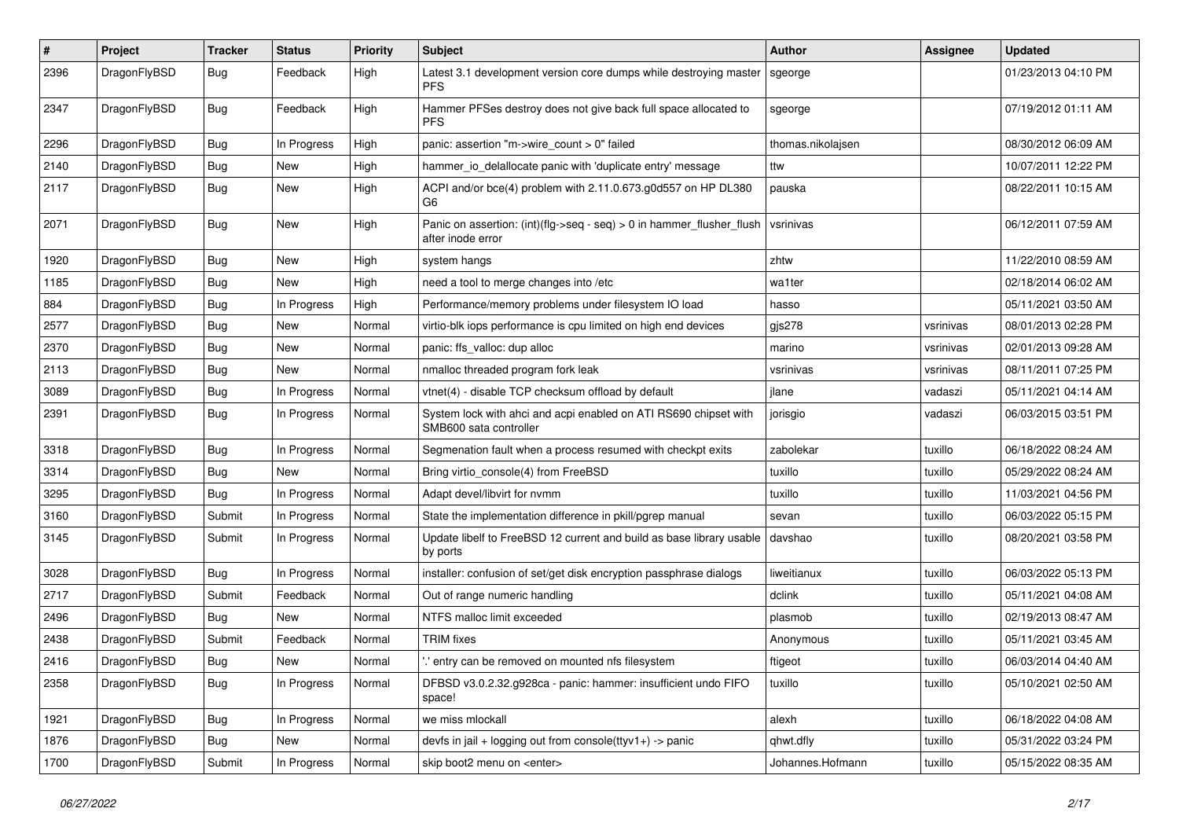| # | Project | Tracker | Status | Priority | Subject | Author | Assignee | Updated |
|---|---|---|---|---|---|---|---|---|
| 2396 | DragonFlyBSD | Bug | Feedback | High | Latest 3.1 development version core dumps while destroying master PFS | sgeorge | | 01/23/2013 04:10 PM |
| 2347 | DragonFlyBSD | Bug | Feedback | High | Hammer PFSes destroy does not give back full space allocated to PFS | sgeorge | | 07/19/2012 01:11 AM |
| 2296 | DragonFlyBSD | Bug | In Progress | High | panic: assertion "m->wire_count > 0" failed | thomas.nikolajsen | | 08/30/2012 06:09 AM |
| 2140 | DragonFlyBSD | Bug | New | High | hammer_io_delallocate panic with 'duplicate entry' message | ttw | | 10/07/2011 12:22 PM |
| 2117 | DragonFlyBSD | Bug | New | High | ACPI and/or bce(4) problem with 2.11.0.673.g0d557 on HP DL380 G6 | pauska | | 08/22/2011 10:15 AM |
| 2071 | DragonFlyBSD | Bug | New | High | Panic on assertion: (int)(flg->seq - seq) > 0 in hammer_flusher_flush after inode error | vsrinivas | | 06/12/2011 07:59 AM |
| 1920 | DragonFlyBSD | Bug | New | High | system hangs | zhtw | | 11/22/2010 08:59 AM |
| 1185 | DragonFlyBSD | Bug | New | High | need a tool to merge changes into /etc | wa1ter | | 02/18/2014 06:02 AM |
| 884 | DragonFlyBSD | Bug | In Progress | High | Performance/memory problems under filesystem IO load | hasso | | 05/11/2021 03:50 AM |
| 2577 | DragonFlyBSD | Bug | New | Normal | virtio-blk iops performance is cpu limited on high end devices | gjs278 | vsrinivas | 08/01/2013 02:28 PM |
| 2370 | DragonFlyBSD | Bug | New | Normal | panic: ffs_valloc: dup alloc | marino | vsrinivas | 02/01/2013 09:28 AM |
| 2113 | DragonFlyBSD | Bug | New | Normal | nmalloc threaded program fork leak | vsrinivas | vsrinivas | 08/11/2011 07:25 PM |
| 3089 | DragonFlyBSD | Bug | In Progress | Normal | vtnet(4) - disable TCP checksum offload by default | jlane | vadaszi | 05/11/2021 04:14 AM |
| 2391 | DragonFlyBSD | Bug | In Progress | Normal | System lock with ahci and acpi enabled on ATI RS690 chipset with SMB600 sata controller | jorisgio | vadaszi | 06/03/2015 03:51 PM |
| 3318 | DragonFlyBSD | Bug | In Progress | Normal | Segmenation fault when a process resumed with checkpt exits | zabolekar | tuxillo | 06/18/2022 08:24 AM |
| 3314 | DragonFlyBSD | Bug | New | Normal | Bring virtio_console(4) from FreeBSD | tuxillo | tuxillo | 05/29/2022 08:24 AM |
| 3295 | DragonFlyBSD | Bug | In Progress | Normal | Adapt devel/libvirt for nvmm | tuxillo | tuxillo | 11/03/2021 04:56 PM |
| 3160 | DragonFlyBSD | Submit | In Progress | Normal | State the implementation difference in pkill/pgrep manual | sevan | tuxillo | 06/03/2022 05:15 PM |
| 3145 | DragonFlyBSD | Submit | In Progress | Normal | Update libelf to FreeBSD 12 current and build as base library usable by ports | davshao | tuxillo | 08/20/2021 03:58 PM |
| 3028 | DragonFlyBSD | Bug | In Progress | Normal | installer: confusion of set/get disk encryption passphrase dialogs | liweitianux | tuxillo | 06/03/2022 05:13 PM |
| 2717 | DragonFlyBSD | Submit | Feedback | Normal | Out of range numeric handling | dclink | tuxillo | 05/11/2021 04:08 AM |
| 2496 | DragonFlyBSD | Bug | New | Normal | NTFS malloc limit exceeded | plasmob | tuxillo | 02/19/2013 08:47 AM |
| 2438 | DragonFlyBSD | Submit | Feedback | Normal | TRIM fixes | Anonymous | tuxillo | 05/11/2021 03:45 AM |
| 2416 | DragonFlyBSD | Bug | New | Normal | '.' entry can be removed on mounted nfs filesystem | ftigeot | tuxillo | 06/03/2014 04:40 AM |
| 2358 | DragonFlyBSD | Bug | In Progress | Normal | DFBSD v3.0.2.32.g928ca - panic: hammer: insufficient undo FIFO space! | tuxillo | tuxillo | 05/10/2021 02:50 AM |
| 1921 | DragonFlyBSD | Bug | In Progress | Normal | we miss mlockall | alexh | tuxillo | 06/18/2022 04:08 AM |
| 1876 | DragonFlyBSD | Bug | New | Normal | devfs in jail + logging out from console(ttyv1+) -> panic | qhwt.dfly | tuxillo | 05/31/2022 03:24 PM |
| 1700 | DragonFlyBSD | Submit | In Progress | Normal | skip boot2 menu on <enter> | Johannes.Hofmann | tuxillo | 05/15/2022 08:35 AM |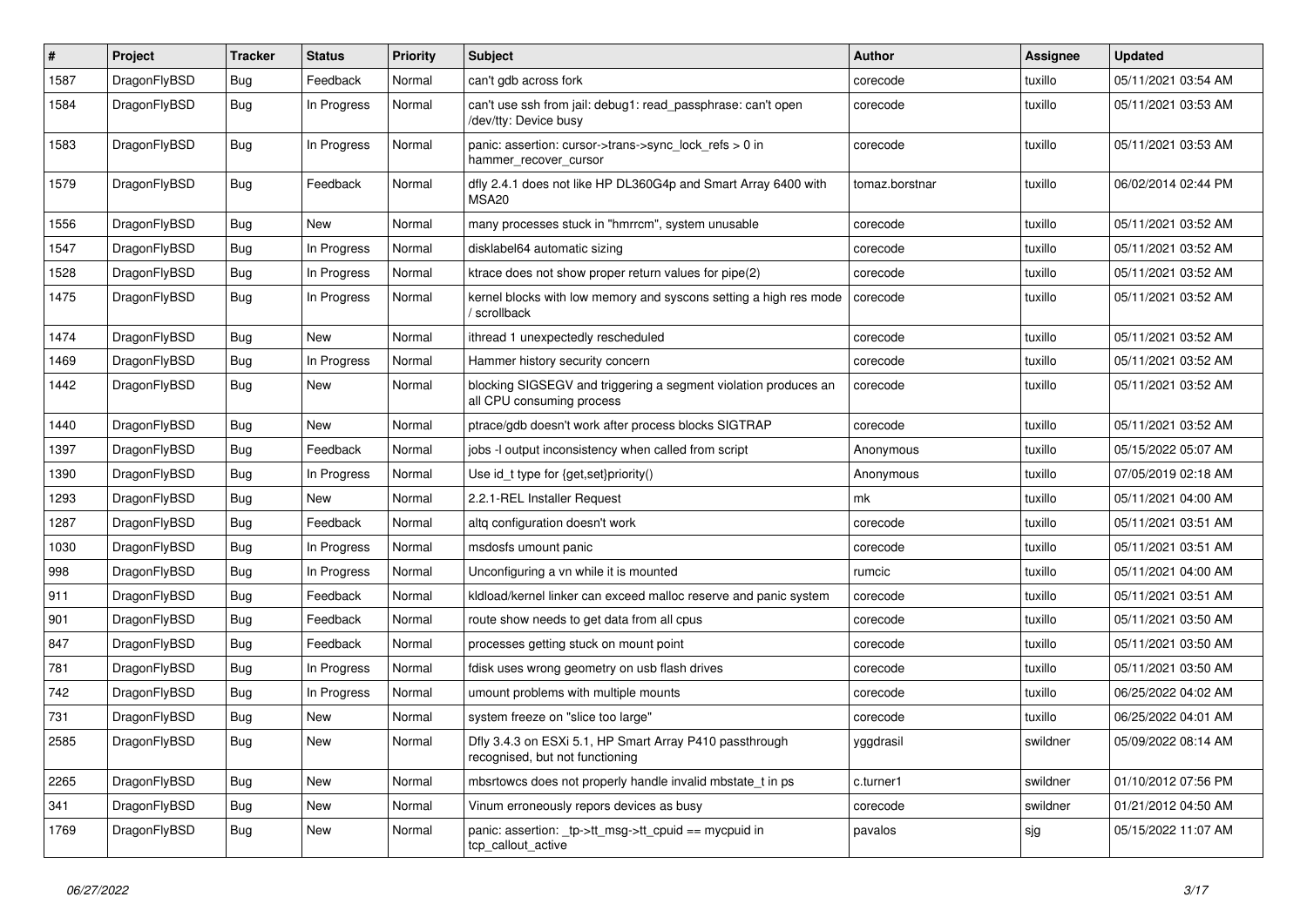| # | Project | Tracker | Status | Priority | Subject | Author | Assignee | Updated |
|---|---|---|---|---|---|---|---|---|
| 1587 | DragonFlyBSD | Bug | Feedback | Normal | can't gdb across fork | corecode | tuxillo | 05/11/2021 03:54 AM |
| 1584 | DragonFlyBSD | Bug | In Progress | Normal | can't use ssh from jail: debug1: read_passphrase: can't open /dev/tty: Device busy | corecode | tuxillo | 05/11/2021 03:53 AM |
| 1583 | DragonFlyBSD | Bug | In Progress | Normal | panic: assertion: cursor->trans->sync_lock_refs > 0 in hammer_recover_cursor | corecode | tuxillo | 05/11/2021 03:53 AM |
| 1579 | DragonFlyBSD | Bug | Feedback | Normal | dfly 2.4.1 does not like HP DL360G4p and Smart Array 6400 with MSA20 | tomaz.borstnar | tuxillo | 06/02/2014 02:44 PM |
| 1556 | DragonFlyBSD | Bug | New | Normal | many processes stuck in "hmrrcm", system unusable | corecode | tuxillo | 05/11/2021 03:52 AM |
| 1547 | DragonFlyBSD | Bug | In Progress | Normal | disklabel64 automatic sizing | corecode | tuxillo | 05/11/2021 03:52 AM |
| 1528 | DragonFlyBSD | Bug | In Progress | Normal | ktrace does not show proper return values for pipe(2) | corecode | tuxillo | 05/11/2021 03:52 AM |
| 1475 | DragonFlyBSD | Bug | In Progress | Normal | kernel blocks with low memory and syscons setting a high res mode / scrollback | corecode | tuxillo | 05/11/2021 03:52 AM |
| 1474 | DragonFlyBSD | Bug | New | Normal | ithread 1 unexpectedly rescheduled | corecode | tuxillo | 05/11/2021 03:52 AM |
| 1469 | DragonFlyBSD | Bug | In Progress | Normal | Hammer history security concern | corecode | tuxillo | 05/11/2021 03:52 AM |
| 1442 | DragonFlyBSD | Bug | New | Normal | blocking SIGSEGV and triggering a segment violation produces an all CPU consuming process | corecode | tuxillo | 05/11/2021 03:52 AM |
| 1440 | DragonFlyBSD | Bug | New | Normal | ptrace/gdb doesn't work after process blocks SIGTRAP | corecode | tuxillo | 05/11/2021 03:52 AM |
| 1397 | DragonFlyBSD | Bug | Feedback | Normal | jobs -l output inconsistency when called from script | Anonymous | tuxillo | 05/15/2022 05:07 AM |
| 1390 | DragonFlyBSD | Bug | In Progress | Normal | Use id_t type for {get,set}priority() | Anonymous | tuxillo | 07/05/2019 02:18 AM |
| 1293 | DragonFlyBSD | Bug | New | Normal | 2.2.1-REL Installer Request | mk | tuxillo | 05/11/2021 04:00 AM |
| 1287 | DragonFlyBSD | Bug | Feedback | Normal | altq configuration doesn't work | corecode | tuxillo | 05/11/2021 03:51 AM |
| 1030 | DragonFlyBSD | Bug | In Progress | Normal | msdosfs umount panic | corecode | tuxillo | 05/11/2021 03:51 AM |
| 998 | DragonFlyBSD | Bug | In Progress | Normal | Unconfiguring a vn while it is mounted | rumcic | tuxillo | 05/11/2021 04:00 AM |
| 911 | DragonFlyBSD | Bug | Feedback | Normal | kldload/kernel linker can exceed malloc reserve and panic system | corecode | tuxillo | 05/11/2021 03:51 AM |
| 901 | DragonFlyBSD | Bug | Feedback | Normal | route show needs to get data from all cpus | corecode | tuxillo | 05/11/2021 03:50 AM |
| 847 | DragonFlyBSD | Bug | Feedback | Normal | processes getting stuck on mount point | corecode | tuxillo | 05/11/2021 03:50 AM |
| 781 | DragonFlyBSD | Bug | In Progress | Normal | fdisk uses wrong geometry on usb flash drives | corecode | tuxillo | 05/11/2021 03:50 AM |
| 742 | DragonFlyBSD | Bug | In Progress | Normal | umount problems with multiple mounts | corecode | tuxillo | 06/25/2022 04:02 AM |
| 731 | DragonFlyBSD | Bug | New | Normal | system freeze on "slice too large" | corecode | tuxillo | 06/25/2022 04:01 AM |
| 2585 | DragonFlyBSD | Bug | New | Normal | Dfly 3.4.3 on ESXi 5.1, HP Smart Array P410 passthrough recognised, but not functioning | yggdrasil | swildner | 05/09/2022 08:14 AM |
| 2265 | DragonFlyBSD | Bug | New | Normal | mbsrtowcs does not properly handle invalid mbstate_t in ps | c.turner1 | swildner | 01/10/2012 07:56 PM |
| 341 | DragonFlyBSD | Bug | New | Normal | Vinum erroneously repors devices as busy | corecode | swildner | 01/21/2012 04:50 AM |
| 1769 | DragonFlyBSD | Bug | New | Normal | panic: assertion: _tp->tt_msg->tt_cpuid == mycpuid in tcp_callout_active | pavalos | sjg | 05/15/2022 11:07 AM |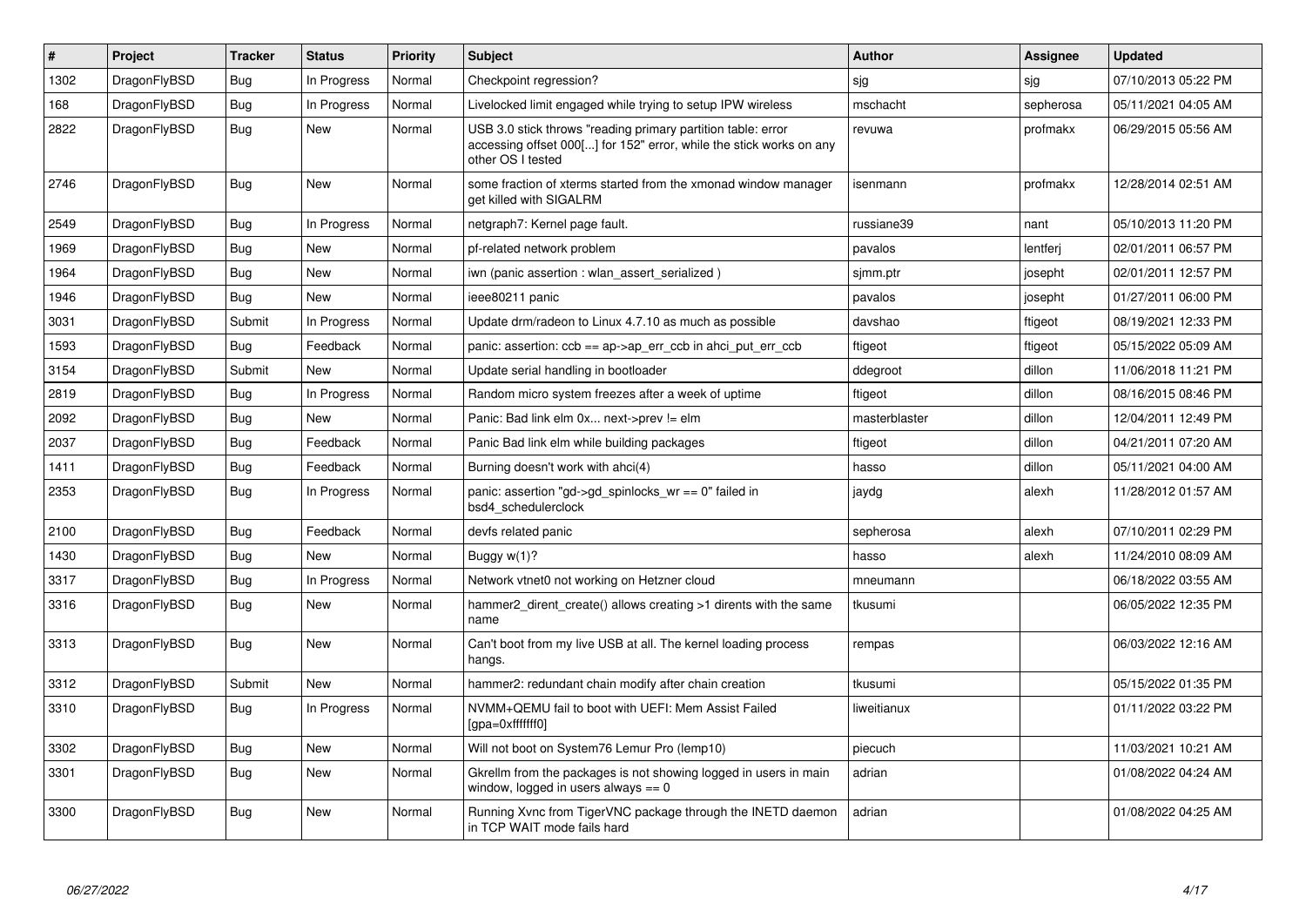| # | Project | Tracker | Status | Priority | Subject | Author | Assignee | Updated |
|---|---|---|---|---|---|---|---|---|
| 1302 | DragonFlyBSD | Bug | In Progress | Normal | Checkpoint regression? | sjg | sjg | 07/10/2013 05:22 PM |
| 168 | DragonFlyBSD | Bug | In Progress | Normal | Livelocked limit engaged while trying to setup IPW wireless | mschacht | sepherosa | 05/11/2021 04:05 AM |
| 2822 | DragonFlyBSD | Bug | New | Normal | USB 3.0 stick throws "reading primary partition table: error accessing offset 000[...] for 152" error, while the stick works on any other OS I tested | revuwa | profmakx | 06/29/2015 05:56 AM |
| 2746 | DragonFlyBSD | Bug | New | Normal | some fraction of xterms started from the xmonad window manager get killed with SIGALRM | isenmann | profmakx | 12/28/2014 02:51 AM |
| 2549 | DragonFlyBSD | Bug | In Progress | Normal | netgraph7: Kernel page fault. | russiane39 | nant | 05/10/2013 11:20 PM |
| 1969 | DragonFlyBSD | Bug | New | Normal | pf-related network problem | pavalos | lentferj | 02/01/2011 06:57 PM |
| 1964 | DragonFlyBSD | Bug | New | Normal | iwn (panic assertion : wlan_assert_serialized ) | sjmm.ptr | josepht | 02/01/2011 12:57 PM |
| 1946 | DragonFlyBSD | Bug | New | Normal | ieee80211 panic | pavalos | josepht | 01/27/2011 06:00 PM |
| 3031 | DragonFlyBSD | Submit | In Progress | Normal | Update drm/radeon to Linux 4.7.10 as much as possible | davshao | ftigeot | 08/19/2021 12:33 PM |
| 1593 | DragonFlyBSD | Bug | Feedback | Normal | panic: assertion: ccb == ap->ap_err_ccb in ahci_put_err_ccb | ftigeot | ftigeot | 05/15/2022 05:09 AM |
| 3154 | DragonFlyBSD | Submit | New | Normal | Update serial handling in bootloader | ddegroot | dillon | 11/06/2018 11:21 PM |
| 2819 | DragonFlyBSD | Bug | In Progress | Normal | Random micro system freezes after a week of uptime | ftigeot | dillon | 08/16/2015 08:46 PM |
| 2092 | DragonFlyBSD | Bug | New | Normal | Panic: Bad link elm 0x... next->prev != elm | masterblaster | dillon | 12/04/2011 12:49 PM |
| 2037 | DragonFlyBSD | Bug | Feedback | Normal | Panic Bad link elm while building packages | ftigeot | dillon | 04/21/2011 07:20 AM |
| 1411 | DragonFlyBSD | Bug | Feedback | Normal | Burning doesn't work with ahci(4) | hasso | dillon | 05/11/2021 04:00 AM |
| 2353 | DragonFlyBSD | Bug | In Progress | Normal | panic: assertion "gd->gd_spinlocks_wr == 0" failed in bsd4_schedulerclock | jaydg | alexh | 11/28/2012 01:57 AM |
| 2100 | DragonFlyBSD | Bug | Feedback | Normal | devfs related panic | sepherosa | alexh | 07/10/2011 02:29 PM |
| 1430 | DragonFlyBSD | Bug | New | Normal | Buggy w(1)? | hasso | alexh | 11/24/2010 08:09 AM |
| 3317 | DragonFlyBSD | Bug | In Progress | Normal | Network vtnet0 not working on Hetzner cloud | mneumann | | 06/18/2022 03:55 AM |
| 3316 | DragonFlyBSD | Bug | New | Normal | hammer2_dirent_create() allows creating >1 dirents with the same name | tkusumi | | 06/05/2022 12:35 PM |
| 3313 | DragonFlyBSD | Bug | New | Normal | Can't boot from my live USB at all. The kernel loading process hangs. | rempas | | 06/03/2022 12:16 AM |
| 3312 | DragonFlyBSD | Submit | New | Normal | hammer2: redundant chain modify after chain creation | tkusumi | | 05/15/2022 01:35 PM |
| 3310 | DragonFlyBSD | Bug | In Progress | Normal | NVMM+QEMU fail to boot with UEFI: Mem Assist Failed [gpa=0xfffffff0] | liweitianux | | 01/11/2022 03:22 PM |
| 3302 | DragonFlyBSD | Bug | New | Normal | Will not boot on System76 Lemur Pro (lemp10) | piecuch | | 11/03/2021 10:21 AM |
| 3301 | DragonFlyBSD | Bug | New | Normal | Gkrellm from the packages is not showing logged in users in main window, logged in users always == 0 | adrian | | 01/08/2022 04:24 AM |
| 3300 | DragonFlyBSD | Bug | New | Normal | Running Xvnc from TigerVNC package through the INETD daemon in TCP WAIT mode fails hard | adrian | | 01/08/2022 04:25 AM |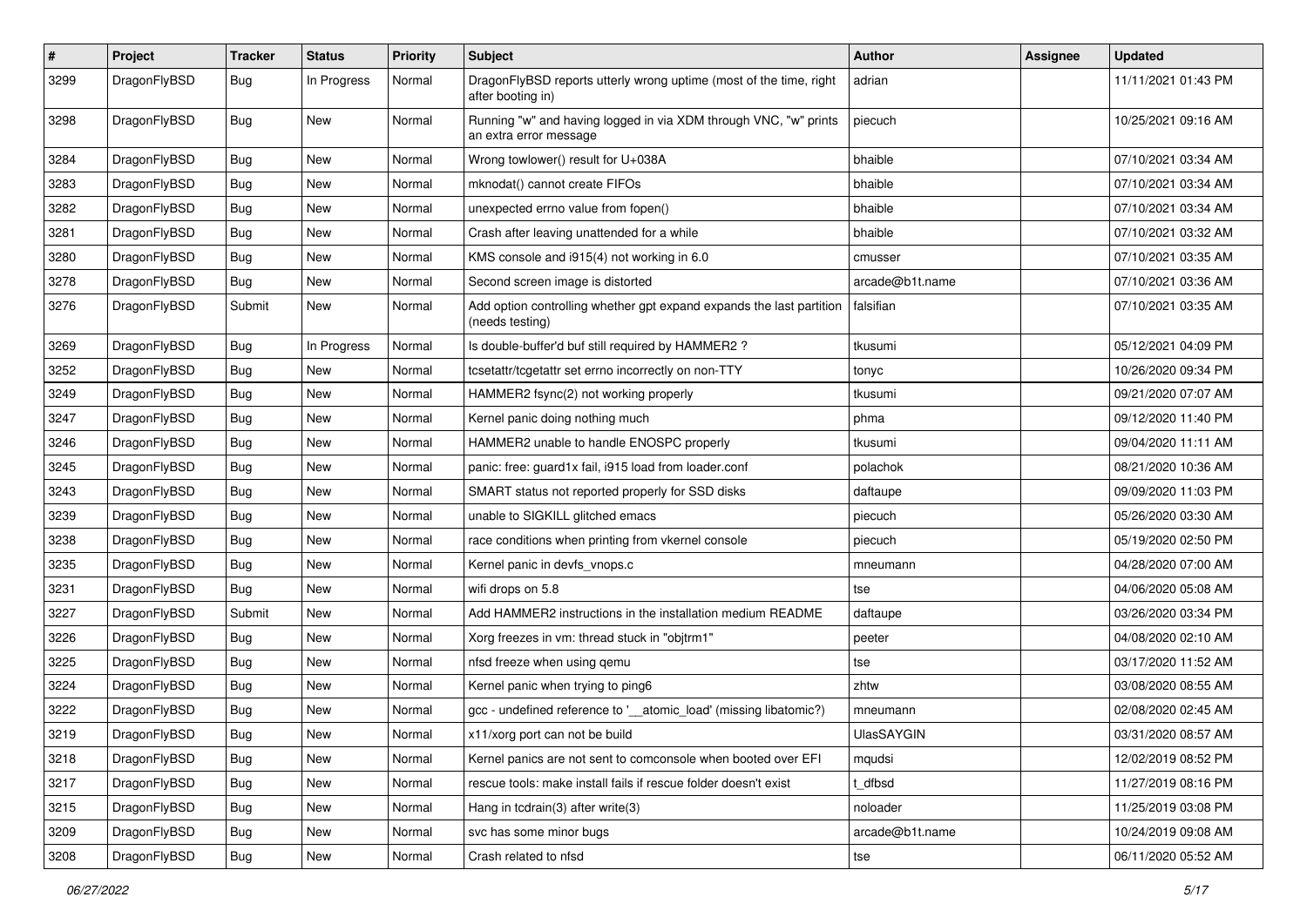| # | Project | Tracker | Status | Priority | Subject | Author | Assignee | Updated |
|---|---|---|---|---|---|---|---|---|
| 3299 | DragonFlyBSD | Bug | In Progress | Normal | DragonFlyBSD reports utterly wrong uptime (most of the time, right after booting in) | adrian | | 11/11/2021 01:43 PM |
| 3298 | DragonFlyBSD | Bug | New | Normal | Running "w" and having logged in via XDM through VNC, "w" prints an extra error message | piecuch | | 10/25/2021 09:16 AM |
| 3284 | DragonFlyBSD | Bug | New | Normal | Wrong towlower() result for U+038A | bhaible | | 07/10/2021 03:34 AM |
| 3283 | DragonFlyBSD | Bug | New | Normal | mknodat() cannot create FIFOs | bhaible | | 07/10/2021 03:34 AM |
| 3282 | DragonFlyBSD | Bug | New | Normal | unexpected errno value from fopen() | bhaible | | 07/10/2021 03:34 AM |
| 3281 | DragonFlyBSD | Bug | New | Normal | Crash after leaving unattended for a while | bhaible | | 07/10/2021 03:32 AM |
| 3280 | DragonFlyBSD | Bug | New | Normal | KMS console and i915(4) not working in 6.0 | cmusser | | 07/10/2021 03:35 AM |
| 3278 | DragonFlyBSD | Bug | New | Normal | Second screen image is distorted | arcade@b1t.name | | 07/10/2021 03:36 AM |
| 3276 | DragonFlyBSD | Submit | New | Normal | Add option controlling whether gpt expand expands the last partition (needs testing) | falsifian | | 07/10/2021 03:35 AM |
| 3269 | DragonFlyBSD | Bug | In Progress | Normal | Is double-buffer'd buf still required by HAMMER2 ? | tkusumi | | 05/12/2021 04:09 PM |
| 3252 | DragonFlyBSD | Bug | New | Normal | tcsetattr/tcgetattr set errno incorrectly on non-TTY | tonyc | | 10/26/2020 09:34 PM |
| 3249 | DragonFlyBSD | Bug | New | Normal | HAMMER2 fsync(2) not working properly | tkusumi | | 09/21/2020 07:07 AM |
| 3247 | DragonFlyBSD | Bug | New | Normal | Kernel panic doing nothing much | phma | | 09/12/2020 11:40 PM |
| 3246 | DragonFlyBSD | Bug | New | Normal | HAMMER2 unable to handle ENOSPC properly | tkusumi | | 09/04/2020 11:11 AM |
| 3245 | DragonFlyBSD | Bug | New | Normal | panic: free: guard1x fail, i915 load from loader.conf | polachok | | 08/21/2020 10:36 AM |
| 3243 | DragonFlyBSD | Bug | New | Normal | SMART status not reported properly for SSD disks | daftaupe | | 09/09/2020 11:03 PM |
| 3239 | DragonFlyBSD | Bug | New | Normal | unable to SIGKILL glitched emacs | piecuch | | 05/26/2020 03:30 AM |
| 3238 | DragonFlyBSD | Bug | New | Normal | race conditions when printing from vkernel console | piecuch | | 05/19/2020 02:50 PM |
| 3235 | DragonFlyBSD | Bug | New | Normal | Kernel panic in devfs_vnops.c | mneumann | | 04/28/2020 07:00 AM |
| 3231 | DragonFlyBSD | Bug | New | Normal | wifi drops on 5.8 | tse | | 04/06/2020 05:08 AM |
| 3227 | DragonFlyBSD | Submit | New | Normal | Add HAMMER2 instructions in the installation medium README | daftaupe | | 03/26/2020 03:34 PM |
| 3226 | DragonFlyBSD | Bug | New | Normal | Xorg freezes in vm: thread stuck in "objtrm1" | peeter | | 04/08/2020 02:10 AM |
| 3225 | DragonFlyBSD | Bug | New | Normal | nfsd freeze when using qemu | tse | | 03/17/2020 11:52 AM |
| 3224 | DragonFlyBSD | Bug | New | Normal | Kernel panic when trying to ping6 | zhtw | | 03/08/2020 08:55 AM |
| 3222 | DragonFlyBSD | Bug | New | Normal | gcc - undefined reference to '__atomic_load' (missing libatomic?) | mneumann | | 02/08/2020 02:45 AM |
| 3219 | DragonFlyBSD | Bug | New | Normal | x11/xorg port can not be build | UlasSAYGIN | | 03/31/2020 08:57 AM |
| 3218 | DragonFlyBSD | Bug | New | Normal | Kernel panics are not sent to comconsole when booted over EFI | mqudsi | | 12/02/2019 08:52 PM |
| 3217 | DragonFlyBSD | Bug | New | Normal | rescue tools: make install fails if rescue folder doesn't exist | t_dfbsd | | 11/27/2019 08:16 PM |
| 3215 | DragonFlyBSD | Bug | New | Normal | Hang in tcdrain(3) after write(3) | noloader | | 11/25/2019 03:08 PM |
| 3209 | DragonFlyBSD | Bug | New | Normal | svc has some minor bugs | arcade@b1t.name | | 10/24/2019 09:08 AM |
| 3208 | DragonFlyBSD | Bug | New | Normal | Crash related to nfsd | tse | | 06/11/2020 05:52 AM |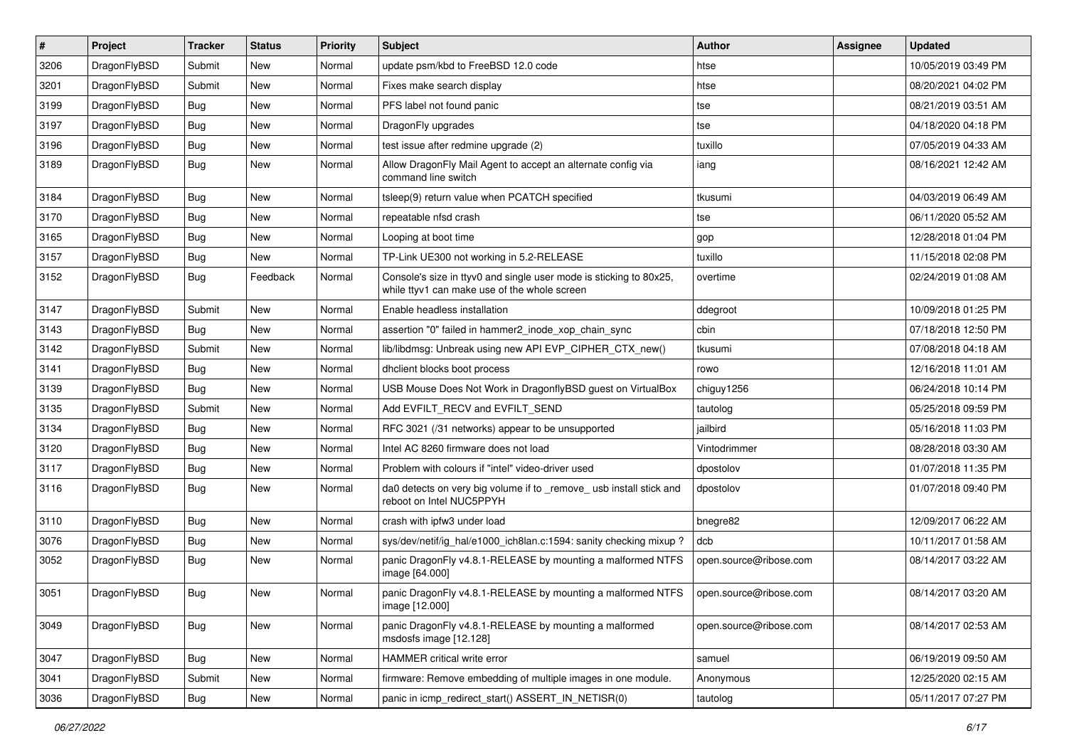| # | Project | Tracker | Status | Priority | Subject | Author | Assignee | Updated |
|---|---|---|---|---|---|---|---|---|
| 3206 | DragonFlyBSD | Submit | New | Normal | update psm/kbd to FreeBSD 12.0 code | htse | | 10/05/2019 03:49 PM |
| 3201 | DragonFlyBSD | Submit | New | Normal | Fixes make search display | htse | | 08/20/2021 04:02 PM |
| 3199 | DragonFlyBSD | Bug | New | Normal | PFS label not found panic | tse | | 08/21/2019 03:51 AM |
| 3197 | DragonFlyBSD | Bug | New | Normal | DragonFly upgrades | tse | | 04/18/2020 04:18 PM |
| 3196 | DragonFlyBSD | Bug | New | Normal | test issue after redmine upgrade (2) | tuxillo | | 07/05/2019 04:33 AM |
| 3189 | DragonFlyBSD | Bug | New | Normal | Allow DragonFly Mail Agent to accept an alternate config via command line switch | iang | | 08/16/2021 12:42 AM |
| 3184 | DragonFlyBSD | Bug | New | Normal | tsleep(9) return value when PCATCH specified | tkusumi | | 04/03/2019 06:49 AM |
| 3170 | DragonFlyBSD | Bug | New | Normal | repeatable nfsd crash | tse | | 06/11/2020 05:52 AM |
| 3165 | DragonFlyBSD | Bug | New | Normal | Looping at boot time | gop | | 12/28/2018 01:04 PM |
| 3157 | DragonFlyBSD | Bug | New | Normal | TP-Link UE300 not working in 5.2-RELEASE | tuxillo | | 11/15/2018 02:08 PM |
| 3152 | DragonFlyBSD | Bug | Feedback | Normal | Console's size in ttyv0 and single user mode is sticking to 80x25, while ttyv1 can make use of the whole screen | overtime | | 02/24/2019 01:08 AM |
| 3147 | DragonFlyBSD | Submit | New | Normal | Enable headless installation | ddegroot | | 10/09/2018 01:25 PM |
| 3143 | DragonFlyBSD | Bug | New | Normal | assertion "0" failed in hammer2_inode_xop_chain_sync | cbin | | 07/18/2018 12:50 PM |
| 3142 | DragonFlyBSD | Submit | New | Normal | lib/libdmsg: Unbreak using new API EVP_CIPHER_CTX_new() | tkusumi | | 07/08/2018 04:18 AM |
| 3141 | DragonFlyBSD | Bug | New | Normal | dhclient blocks boot process | rowo | | 12/16/2018 11:01 AM |
| 3139 | DragonFlyBSD | Bug | New | Normal | USB Mouse Does Not Work in DragonflyBSD guest on VirtualBox | chiguy1256 | | 06/24/2018 10:14 PM |
| 3135 | DragonFlyBSD | Submit | New | Normal | Add EVFILT_RECV and EVFILT_SEND | tautolog | | 05/25/2018 09:59 PM |
| 3134 | DragonFlyBSD | Bug | New | Normal | RFC 3021 (/31 networks) appear to be unsupported | jailbird | | 05/16/2018 11:03 PM |
| 3120 | DragonFlyBSD | Bug | New | Normal | Intel AC 8260 firmware does not load | Vintodrimmer | | 08/28/2018 03:30 AM |
| 3117 | DragonFlyBSD | Bug | New | Normal | Problem with colours if "intel" video-driver used | dpostolov | | 01/07/2018 11:35 PM |
| 3116 | DragonFlyBSD | Bug | New | Normal | da0 detects on very big volume if to _remove_ usb install stick and reboot on Intel NUC5PPYH | dpostolov | | 01/07/2018 09:40 PM |
| 3110 | DragonFlyBSD | Bug | New | Normal | crash with ipfw3 under load | bnegre82 | | 12/09/2017 06:22 AM |
| 3076 | DragonFlyBSD | Bug | New | Normal | sys/dev/netif/ig_hal/e1000_ich8lan.c:1594: sanity checking mixup ? | dcb | | 10/11/2017 01:58 AM |
| 3052 | DragonFlyBSD | Bug | New | Normal | panic DragonFly v4.8.1-RELEASE by mounting a malformed NTFS image [64.000] | open.source@ribose.com | | 08/14/2017 03:22 AM |
| 3051 | DragonFlyBSD | Bug | New | Normal | panic DragonFly v4.8.1-RELEASE by mounting a malformed NTFS image [12.000] | open.source@ribose.com | | 08/14/2017 03:20 AM |
| 3049 | DragonFlyBSD | Bug | New | Normal | panic DragonFly v4.8.1-RELEASE by mounting a malformed msdosfs image [12.128] | open.source@ribose.com | | 08/14/2017 02:53 AM |
| 3047 | DragonFlyBSD | Bug | New | Normal | HAMMER critical write error | samuel | | 06/19/2019 09:50 AM |
| 3041 | DragonFlyBSD | Submit | New | Normal | firmware: Remove embedding of multiple images in one module. | Anonymous | | 12/25/2020 02:15 AM |
| 3036 | DragonFlyBSD | Bug | New | Normal | panic in icmp_redirect_start() ASSERT_IN_NETISR(0) | tautolog | | 05/11/2017 07:27 PM |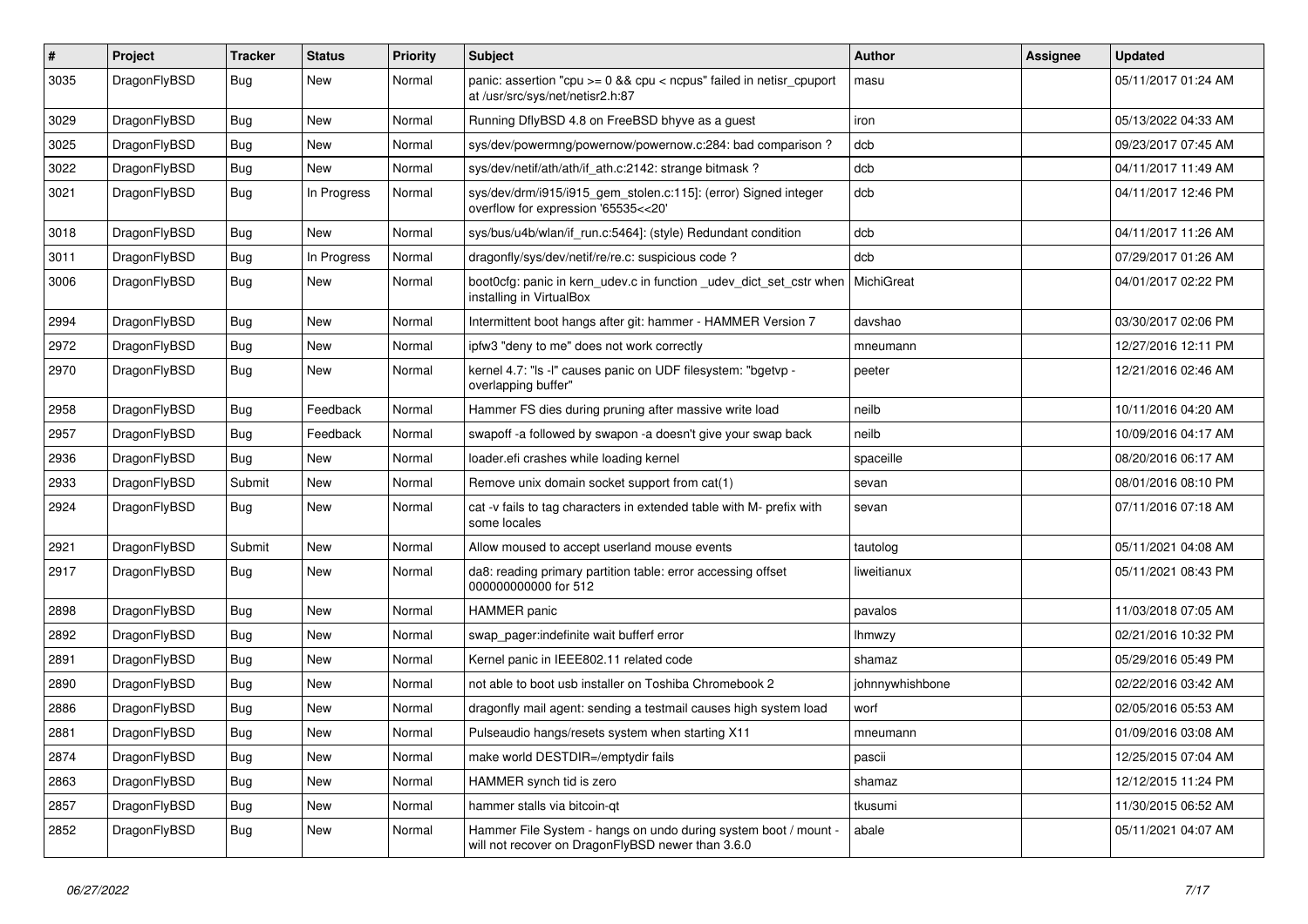| # | Project | Tracker | Status | Priority | Subject | Author | Assignee | Updated |
|---|---|---|---|---|---|---|---|---|
| 3035 | DragonFlyBSD | Bug | New | Normal | panic: assertion "cpu >= 0 && cpu < ncpus" failed in netisr_cpuport at /usr/src/sys/net/netisr2.h:87 | masu | | 05/11/2017 01:24 AM |
| 3029 | DragonFlyBSD | Bug | New | Normal | Running DflyBSD 4.8 on FreeBSD bhyve as a guest | iron | | 05/13/2022 04:33 AM |
| 3025 | DragonFlyBSD | Bug | New | Normal | sys/dev/powermng/powernow/powernow.c:284: bad comparison ? | dcb | | 09/23/2017 07:45 AM |
| 3022 | DragonFlyBSD | Bug | New | Normal | sys/dev/netif/ath/ath/if_ath.c:2142: strange bitmask ? | dcb | | 04/11/2017 11:49 AM |
| 3021 | DragonFlyBSD | Bug | In Progress | Normal | sys/dev/drm/i915/i915_gem_stolen.c:115]: (error) Signed integer overflow for expression '65535<<20' | dcb | | 04/11/2017 12:46 PM |
| 3018 | DragonFlyBSD | Bug | New | Normal | sys/bus/u4b/wlan/if_run.c:5464]: (style) Redundant condition | dcb | | 04/11/2017 11:26 AM |
| 3011 | DragonFlyBSD | Bug | In Progress | Normal | dragonfly/sys/dev/netif/re/re.c: suspicious code ? | dcb | | 07/29/2017 01:26 AM |
| 3006 | DragonFlyBSD | Bug | New | Normal | boot0cfg: panic in kern_udev.c in function _udev_dict_set_cstr when installing in VirtualBox | MichiGreat | | 04/01/2017 02:22 PM |
| 2994 | DragonFlyBSD | Bug | New | Normal | Intermittent boot hangs after git: hammer - HAMMER Version 7 | davshao | | 03/30/2017 02:06 PM |
| 2972 | DragonFlyBSD | Bug | New | Normal | ipfw3 "deny to me" does not work correctly | mneumann | | 12/27/2016 12:11 PM |
| 2970 | DragonFlyBSD | Bug | New | Normal | kernel 4.7: "ls -l" causes panic on UDF filesystem: "bgetvp - overlapping buffer" | peeter | | 12/21/2016 02:46 AM |
| 2958 | DragonFlyBSD | Bug | Feedback | Normal | Hammer FS dies during pruning after massive write load | neilb | | 10/11/2016 04:20 AM |
| 2957 | DragonFlyBSD | Bug | Feedback | Normal | swapoff -a followed by swapon -a doesn't give your swap back | neilb | | 10/09/2016 04:17 AM |
| 2936 | DragonFlyBSD | Bug | New | Normal | loader.efi crashes while loading kernel | spaceille | | 08/20/2016 06:17 AM |
| 2933 | DragonFlyBSD | Submit | New | Normal | Remove unix domain socket support from cat(1) | sevan | | 08/01/2016 08:10 PM |
| 2924 | DragonFlyBSD | Bug | New | Normal | cat -v fails to tag characters in extended table with M- prefix with some locales | sevan | | 07/11/2016 07:18 AM |
| 2921 | DragonFlyBSD | Submit | New | Normal | Allow moused to accept userland mouse events | tautolog | | 05/11/2021 04:08 AM |
| 2917 | DragonFlyBSD | Bug | New | Normal | da8: reading primary partition table: error accessing offset 000000000000 for 512 | liweitianux | | 05/11/2021 08:43 PM |
| 2898 | DragonFlyBSD | Bug | New | Normal | HAMMER panic | pavalos | | 11/03/2018 07:05 AM |
| 2892 | DragonFlyBSD | Bug | New | Normal | swap_pager:indefinite wait bufferf error | lhmwzy | | 02/21/2016 10:32 PM |
| 2891 | DragonFlyBSD | Bug | New | Normal | Kernel panic in IEEE802.11 related code | shamaz | | 05/29/2016 05:49 PM |
| 2890 | DragonFlyBSD | Bug | New | Normal | not able to boot usb installer on Toshiba Chromebook 2 | johnnywhishbone | | 02/22/2016 03:42 AM |
| 2886 | DragonFlyBSD | Bug | New | Normal | dragonfly mail agent: sending a testmail causes high system load | worf | | 02/05/2016 05:53 AM |
| 2881 | DragonFlyBSD | Bug | New | Normal | Pulseaudio hangs/resets system when starting X11 | mneumann | | 01/09/2016 03:08 AM |
| 2874 | DragonFlyBSD | Bug | New | Normal | make world DESTDIR=/emptydir fails | pascii | | 12/25/2015 07:04 AM |
| 2863 | DragonFlyBSD | Bug | New | Normal | HAMMER synch tid is zero | shamaz | | 12/12/2015 11:24 PM |
| 2857 | DragonFlyBSD | Bug | New | Normal | hammer stalls via bitcoin-qt | tkusumi | | 11/30/2015 06:52 AM |
| 2852 | DragonFlyBSD | Bug | New | Normal | Hammer File System - hangs on undo during system boot / mount - will not recover on DragonFlyBSD newer than 3.6.0 | abale | | 05/11/2021 04:07 AM |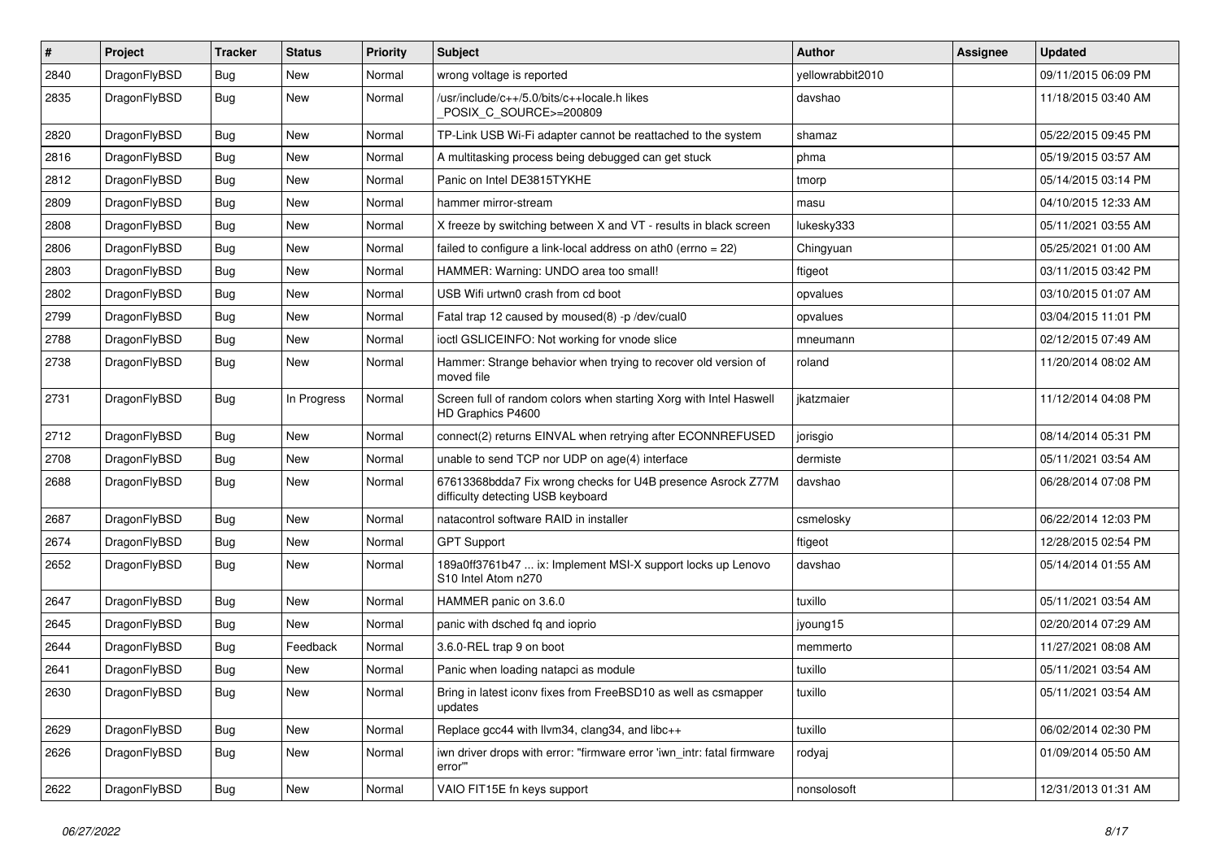| # | Project | Tracker | Status | Priority | Subject | Author | Assignee | Updated |
|---|---|---|---|---|---|---|---|---|
| 2840 | DragonFlyBSD | Bug | New | Normal | wrong voltage is reported | yellowrabbit2010 | | 09/11/2015 06:09 PM |
| 2835 | DragonFlyBSD | Bug | New | Normal | /usr/include/c++/5.0/bits/c++locale.h likes _POSIX_C_SOURCE>=200809 | davshao | | 11/18/2015 03:40 AM |
| 2820 | DragonFlyBSD | Bug | New | Normal | TP-Link USB Wi-Fi adapter cannot be reattached to the system | shamaz | | 05/22/2015 09:45 PM |
| 2816 | DragonFlyBSD | Bug | New | Normal | A multitasking process being debugged can get stuck | phma | | 05/19/2015 03:57 AM |
| 2812 | DragonFlyBSD | Bug | New | Normal | Panic on Intel DE3815TYKHE | tmorp | | 05/14/2015 03:14 PM |
| 2809 | DragonFlyBSD | Bug | New | Normal | hammer mirror-stream | masu | | 04/10/2015 12:33 AM |
| 2808 | DragonFlyBSD | Bug | New | Normal | X freeze by switching between X and VT - results in black screen | lukesky333 | | 05/11/2021 03:55 AM |
| 2806 | DragonFlyBSD | Bug | New | Normal | failed to configure a link-local address on ath0 (errno = 22) | Chingyuan | | 05/25/2021 01:00 AM |
| 2803 | DragonFlyBSD | Bug | New | Normal | HAMMER: Warning: UNDO area too small! | ftigeot | | 03/11/2015 03:42 PM |
| 2802 | DragonFlyBSD | Bug | New | Normal | USB Wifi urtwn0 crash from cd boot | opvalues | | 03/10/2015 01:07 AM |
| 2799 | DragonFlyBSD | Bug | New | Normal | Fatal trap 12 caused by moused(8) -p /dev/cual0 | opvalues | | 03/04/2015 11:01 PM |
| 2788 | DragonFlyBSD | Bug | New | Normal | ioctl GSLICEINFO: Not working for vnode slice | mneumann | | 02/12/2015 07:49 AM |
| 2738 | DragonFlyBSD | Bug | New | Normal | Hammer: Strange behavior when trying to recover old version of moved file | roland | | 11/20/2014 08:02 AM |
| 2731 | DragonFlyBSD | Bug | In Progress | Normal | Screen full of random colors when starting Xorg with Intel Haswell HD Graphics P4600 | jkatzmaier | | 11/12/2014 04:08 PM |
| 2712 | DragonFlyBSD | Bug | New | Normal | connect(2) returns EINVAL when retrying after ECONNREFUSED | jorisgio | | 08/14/2014 05:31 PM |
| 2708 | DragonFlyBSD | Bug | New | Normal | unable to send TCP nor UDP on age(4) interface | dermiste | | 05/11/2021 03:54 AM |
| 2688 | DragonFlyBSD | Bug | New | Normal | 67613368bdda7 Fix wrong checks for U4B presence Asrock Z77M difficulty detecting USB keyboard | davshao | | 06/28/2014 07:08 PM |
| 2687 | DragonFlyBSD | Bug | New | Normal | natacontrol software RAID in installer | csmelosky | | 06/22/2014 12:03 PM |
| 2674 | DragonFlyBSD | Bug | New | Normal | GPT Support | ftigeot | | 12/28/2015 02:54 PM |
| 2652 | DragonFlyBSD | Bug | New | Normal | 189a0ff3761b47 ... ix: Implement MSI-X support locks up Lenovo S10 Intel Atom n270 | davshao | | 05/14/2014 01:55 AM |
| 2647 | DragonFlyBSD | Bug | New | Normal | HAMMER panic on 3.6.0 | tuxillo | | 05/11/2021 03:54 AM |
| 2645 | DragonFlyBSD | Bug | New | Normal | panic with dsched fq and ioprio | jyoung15 | | 02/20/2014 07:29 AM |
| 2644 | DragonFlyBSD | Bug | Feedback | Normal | 3.6.0-REL trap 9 on boot | memmerto | | 11/27/2021 08:08 AM |
| 2641 | DragonFlyBSD | Bug | New | Normal | Panic when loading natapci as module | tuxillo | | 05/11/2021 03:54 AM |
| 2630 | DragonFlyBSD | Bug | New | Normal | Bring in latest iconv fixes from FreeBSD10 as well as csmapper updates | tuxillo | | 05/11/2021 03:54 AM |
| 2629 | DragonFlyBSD | Bug | New | Normal | Replace gcc44 with llvm34, clang34, and libc++ | tuxillo | | 06/02/2014 02:30 PM |
| 2626 | DragonFlyBSD | Bug | New | Normal | iwn driver drops with error: "firmware error 'iwn_intr: fatal firmware error'" | rodyaj | | 01/09/2014 05:50 AM |
| 2622 | DragonFlyBSD | Bug | New | Normal | VAIO FIT15E fn keys support | nonsolosoft | | 12/31/2013 01:31 AM |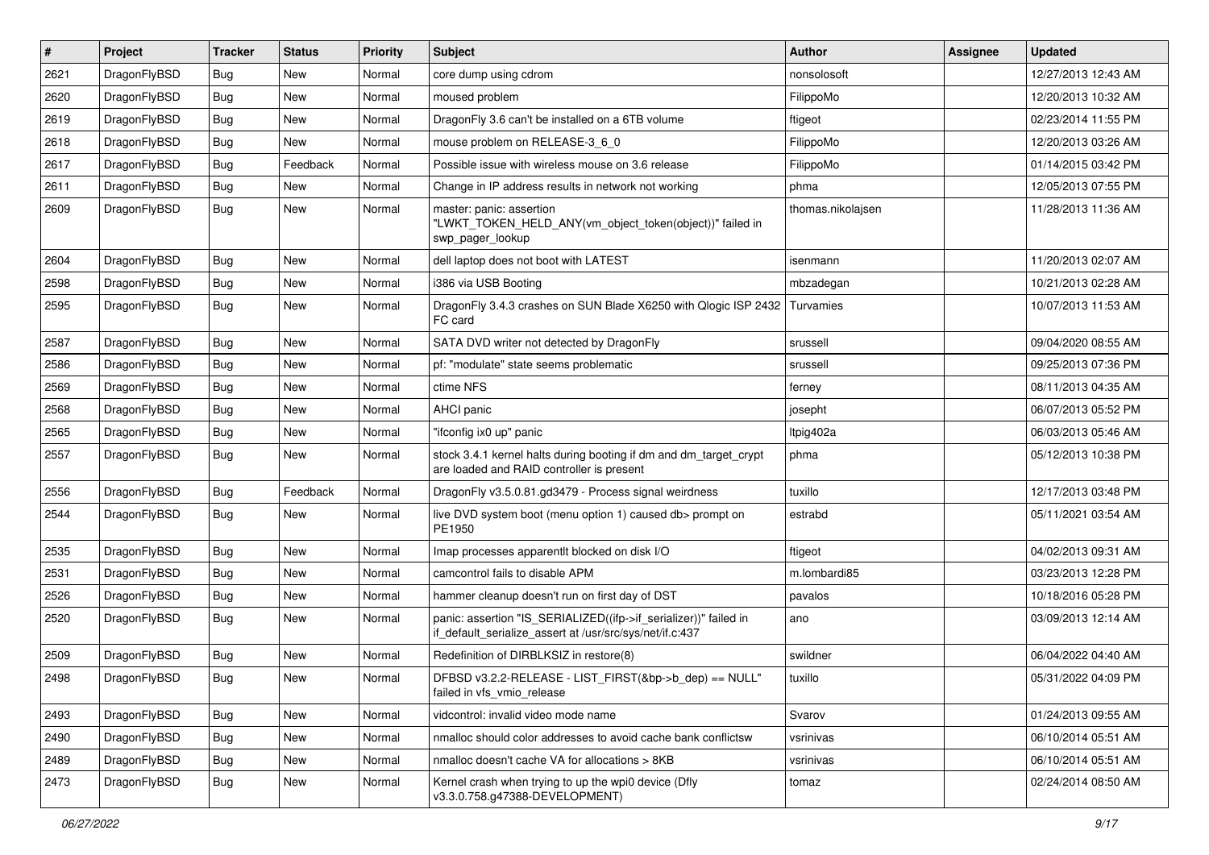| # | Project | Tracker | Status | Priority | Subject | Author | Assignee | Updated |
|---|---|---|---|---|---|---|---|---|
| 2621 | DragonFlyBSD | Bug | New | Normal | core dump using cdrom | nonsolosoft | | 12/27/2013 12:43 AM |
| 2620 | DragonFlyBSD | Bug | New | Normal | moused problem | FilippoMo | | 12/20/2013 10:32 AM |
| 2619 | DragonFlyBSD | Bug | New | Normal | DragonFly 3.6 can't be installed on a 6TB volume | ftigeot | | 02/23/2014 11:55 PM |
| 2618 | DragonFlyBSD | Bug | New | Normal | mouse problem on RELEASE-3_6_0 | FilippoMo | | 12/20/2013 03:26 AM |
| 2617 | DragonFlyBSD | Bug | Feedback | Normal | Possible issue with wireless mouse on 3.6 release | FilippoMo | | 01/14/2015 03:42 PM |
| 2611 | DragonFlyBSD | Bug | New | Normal | Change in IP address results in network not working | phma | | 12/05/2013 07:55 PM |
| 2609 | DragonFlyBSD | Bug | New | Normal | master: panic: assertion "LWKT_TOKEN_HELD_ANY(vm_object_token(object))" failed in swp_pager_lookup | thomas.nikolajsen | | 11/28/2013 11:36 AM |
| 2604 | DragonFlyBSD | Bug | New | Normal | dell laptop does not boot with LATEST | isenmann | | 11/20/2013 02:07 AM |
| 2598 | DragonFlyBSD | Bug | New | Normal | i386 via USB Booting | mbzadegan | | 10/21/2013 02:28 AM |
| 2595 | DragonFlyBSD | Bug | New | Normal | DragonFly 3.4.3 crashes on SUN Blade X6250 with Qlogic ISP 2432 FC card | Turvamies | | 10/07/2013 11:53 AM |
| 2587 | DragonFlyBSD | Bug | New | Normal | SATA DVD writer not detected by DragonFly | srussell | | 09/04/2020 08:55 AM |
| 2586 | DragonFlyBSD | Bug | New | Normal | pf: "modulate" state seems problematic | srussell | | 09/25/2013 07:36 PM |
| 2569 | DragonFlyBSD | Bug | New | Normal | ctime NFS | ferney | | 08/11/2013 04:35 AM |
| 2568 | DragonFlyBSD | Bug | New | Normal | AHCI panic | josepht | | 06/07/2013 05:52 PM |
| 2565 | DragonFlyBSD | Bug | New | Normal | "ifconfig ix0 up" panic | ltpig402a | | 06/03/2013 05:46 AM |
| 2557 | DragonFlyBSD | Bug | New | Normal | stock 3.4.1 kernel halts during booting if dm and dm_target_crypt are loaded and RAID controller is present | phma | | 05/12/2013 10:38 PM |
| 2556 | DragonFlyBSD | Bug | Feedback | Normal | DragonFly v3.5.0.81.gd3479 - Process signal weirdness | tuxillo | | 12/17/2013 03:48 PM |
| 2544 | DragonFlyBSD | Bug | New | Normal | live DVD system boot (menu option 1) caused db> prompt on PE1950 | estrabd | | 05/11/2021 03:54 AM |
| 2535 | DragonFlyBSD | Bug | New | Normal | Imap processes apparentlt blocked on disk I/O | ftigeot | | 04/02/2013 09:31 AM |
| 2531 | DragonFlyBSD | Bug | New | Normal | camcontrol fails to disable APM | m.lombardi85 | | 03/23/2013 12:28 PM |
| 2526 | DragonFlyBSD | Bug | New | Normal | hammer cleanup doesn't run on first day of DST | pavalos | | 10/18/2016 05:28 PM |
| 2520 | DragonFlyBSD | Bug | New | Normal | panic: assertion "IS_SERIALIZED((ifp->if_serializer))" failed in if_default_serialize_assert at /usr/src/sys/net/if.c:437 | ano | | 03/09/2013 12:14 AM |
| 2509 | DragonFlyBSD | Bug | New | Normal | Redefinition of DIRBLKSIZ in restore(8) | swildner | | 06/04/2022 04:40 AM |
| 2498 | DragonFlyBSD | Bug | New | Normal | DFBSD v3.2.2-RELEASE - LIST_FIRST(&bp->b_dep) == NULL" failed in vfs_vmio_release | tuxillo | | 05/31/2022 04:09 PM |
| 2493 | DragonFlyBSD | Bug | New | Normal | vidcontrol: invalid video mode name | Svarov | | 01/24/2013 09:55 AM |
| 2490 | DragonFlyBSD | Bug | New | Normal | nmalloc should color addresses to avoid cache bank conflictsw | vsrinivas | | 06/10/2014 05:51 AM |
| 2489 | DragonFlyBSD | Bug | New | Normal | nmalloc doesn't cache VA for allocations > 8KB | vsrinivas | | 06/10/2014 05:51 AM |
| 2473 | DragonFlyBSD | Bug | New | Normal | Kernel crash when trying to up the wpi0 device (Dfly v3.3.0.758.g47388-DEVELOPMENT) | tomaz | | 02/24/2014 08:50 AM |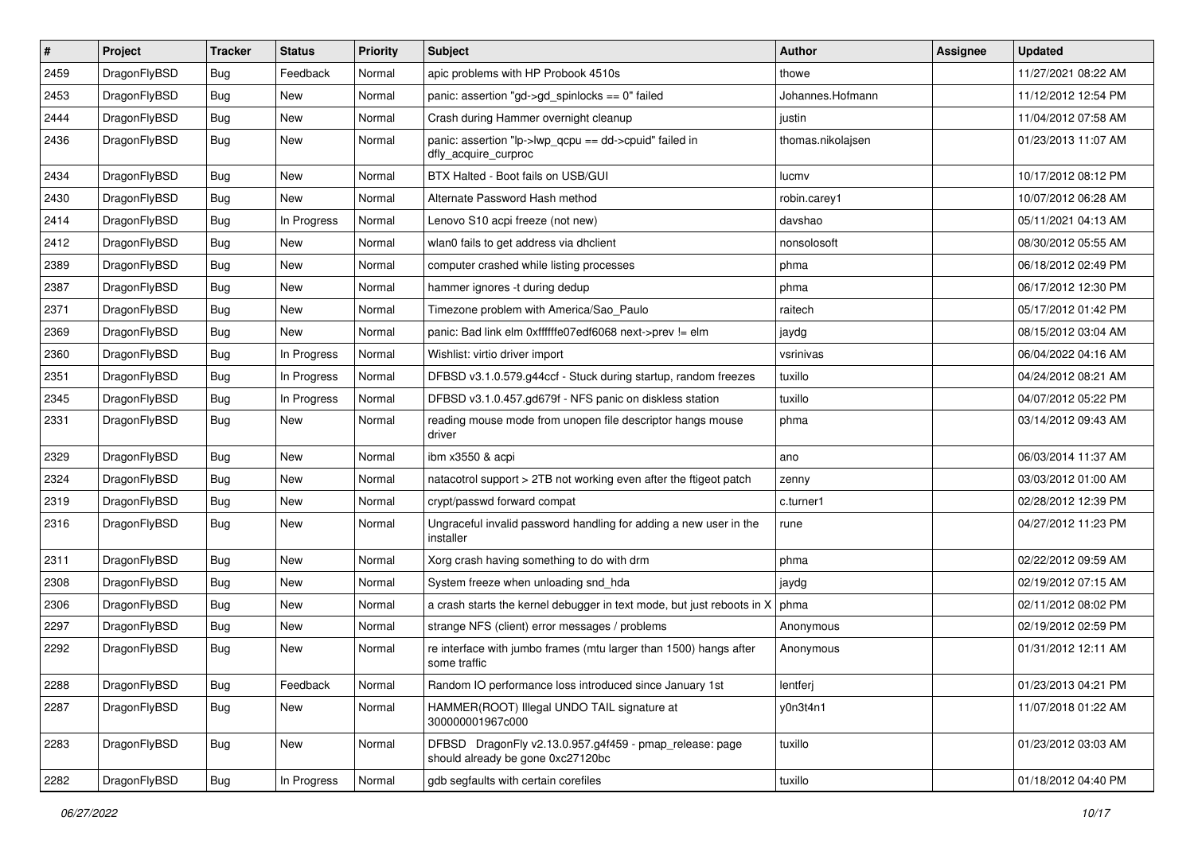| # | Project | Tracker | Status | Priority | Subject | Author | Assignee | Updated |
|---|---|---|---|---|---|---|---|---|
| 2459 | DragonFlyBSD | Bug | Feedback | Normal | apic problems with HP Probook 4510s | thowe | | 11/27/2021 08:22 AM |
| 2453 | DragonFlyBSD | Bug | New | Normal | panic: assertion "gd->gd_spinlocks == 0" failed | Johannes.Hofmann | | 11/12/2012 12:54 PM |
| 2444 | DragonFlyBSD | Bug | New | Normal | Crash during Hammer overnight cleanup | justin | | 11/04/2012 07:58 AM |
| 2436 | DragonFlyBSD | Bug | New | Normal | panic: assertion "lp->lwp_qcpu == dd->cpuid" failed in dfly_acquire_curproc | thomas.nikolajsen | | 01/23/2013 11:07 AM |
| 2434 | DragonFlyBSD | Bug | New | Normal | BTX Halted - Boot fails on USB/GUI | lucmv | | 10/17/2012 08:12 PM |
| 2430 | DragonFlyBSD | Bug | New | Normal | Alternate Password Hash method | robin.carey1 | | 10/07/2012 06:28 AM |
| 2414 | DragonFlyBSD | Bug | In Progress | Normal | Lenovo S10 acpi freeze (not new) | davshao | | 05/11/2021 04:13 AM |
| 2412 | DragonFlyBSD | Bug | New | Normal | wlan0 fails to get address via dhclient | nonsolosoft | | 08/30/2012 05:55 AM |
| 2389 | DragonFlyBSD | Bug | New | Normal | computer crashed while listing processes | phma | | 06/18/2012 02:49 PM |
| 2387 | DragonFlyBSD | Bug | New | Normal | hammer ignores -t during dedup | phma | | 06/17/2012 12:30 PM |
| 2371 | DragonFlyBSD | Bug | New | Normal | Timezone problem with America/Sao_Paulo | raitech | | 05/17/2012 01:42 PM |
| 2369 | DragonFlyBSD | Bug | New | Normal | panic: Bad link elm 0xffffffe07edf6068 next->prev != elm | jaydg | | 08/15/2012 03:04 AM |
| 2360 | DragonFlyBSD | Bug | In Progress | Normal | Wishlist: virtio driver import | vsrinivas | | 06/04/2022 04:16 AM |
| 2351 | DragonFlyBSD | Bug | In Progress | Normal | DFBSD v3.1.0.579.g44ccf - Stuck during startup, random freezes | tuxillo | | 04/24/2012 08:21 AM |
| 2345 | DragonFlyBSD | Bug | In Progress | Normal | DFBSD v3.1.0.457.gd679f - NFS panic on diskless station | tuxillo | | 04/07/2012 05:22 PM |
| 2331 | DragonFlyBSD | Bug | New | Normal | reading mouse mode from unopen file descriptor hangs mouse driver | phma | | 03/14/2012 09:43 AM |
| 2329 | DragonFlyBSD | Bug | New | Normal | ibm x3550 & acpi | ano | | 06/03/2014 11:37 AM |
| 2324 | DragonFlyBSD | Bug | New | Normal | natacotrol support > 2TB not working even after the ftigeot patch | zenny | | 03/03/2012 01:00 AM |
| 2319 | DragonFlyBSD | Bug | New | Normal | crypt/passwd forward compat | c.turner1 | | 02/28/2012 12:39 PM |
| 2316 | DragonFlyBSD | Bug | New | Normal | Ungraceful invalid password handling for adding a new user in the installer | rune | | 04/27/2012 11:23 PM |
| 2311 | DragonFlyBSD | Bug | New | Normal | Xorg crash having something to do with drm | phma | | 02/22/2012 09:59 AM |
| 2308 | DragonFlyBSD | Bug | New | Normal | System freeze when unloading snd_hda | jaydg | | 02/19/2012 07:15 AM |
| 2306 | DragonFlyBSD | Bug | New | Normal | a crash starts the kernel debugger in text mode, but just reboots in X | phma | | 02/11/2012 08:02 PM |
| 2297 | DragonFlyBSD | Bug | New | Normal | strange NFS (client) error messages / problems | Anonymous | | 02/19/2012 02:59 PM |
| 2292 | DragonFlyBSD | Bug | New | Normal | re interface with jumbo frames (mtu larger than 1500) hangs after some traffic | Anonymous | | 01/31/2012 12:11 AM |
| 2288 | DragonFlyBSD | Bug | Feedback | Normal | Random IO performance loss introduced since January 1st | lentferj | | 01/23/2013 04:21 PM |
| 2287 | DragonFlyBSD | Bug | New | Normal | HAMMER(ROOT) Illegal UNDO TAIL signature at 300000001967c000 | y0n3t4n1 | | 11/07/2018 01:22 AM |
| 2283 | DragonFlyBSD | Bug | New | Normal | DFBSD DragonFly v2.13.0.957.g4f459 - pmap_release: page should already be gone 0xc27120bc | tuxillo | | 01/23/2012 03:03 AM |
| 2282 | DragonFlyBSD | Bug | In Progress | Normal | gdb segfaults with certain corefiles | tuxillo | | 01/18/2012 04:40 PM |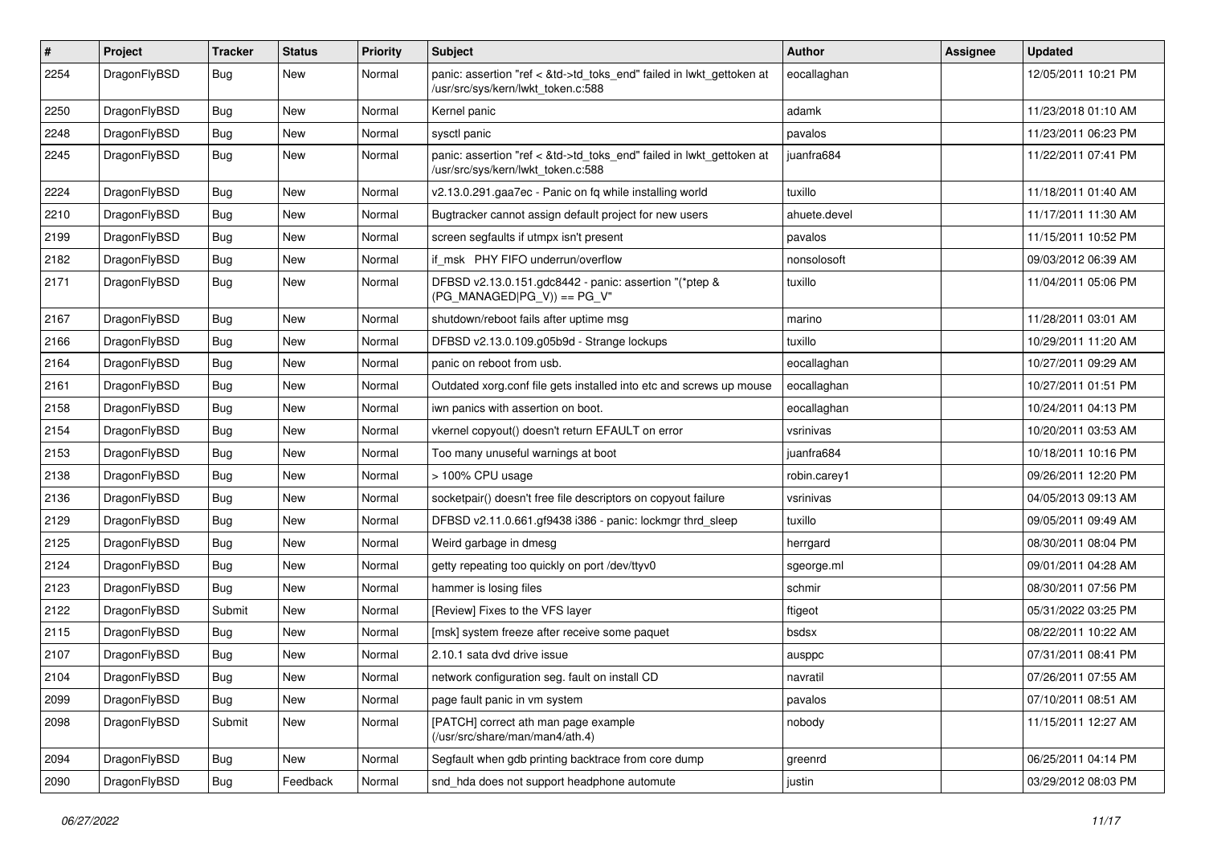| # | Project | Tracker | Status | Priority | Subject | Author | Assignee | Updated |
|---|---|---|---|---|---|---|---|---|
| 2254 | DragonFlyBSD | Bug | New | Normal | panic: assertion "ref < &td->td_toks_end" failed in lwkt_gettoken at /usr/src/sys/kern/lwkt_token.c:588 | eocallaghan | | 12/05/2011 10:21 PM |
| 2250 | DragonFlyBSD | Bug | New | Normal | Kernel panic | adamk | | 11/23/2018 01:10 AM |
| 2248 | DragonFlyBSD | Bug | New | Normal | sysctl panic | pavalos | | 11/23/2011 06:23 PM |
| 2245 | DragonFlyBSD | Bug | New | Normal | panic: assertion "ref < &td->td_toks_end" failed in lwkt_gettoken at /usr/src/sys/kern/lwkt_token.c:588 | juanfra684 | | 11/22/2011 07:41 PM |
| 2224 | DragonFlyBSD | Bug | New | Normal | v2.13.0.291.gaa7ec - Panic on fq while installing world | tuxillo | | 11/18/2011 01:40 AM |
| 2210 | DragonFlyBSD | Bug | New | Normal | Bugtracker cannot assign default project for new users | ahuete.devel | | 11/17/2011 11:30 AM |
| 2199 | DragonFlyBSD | Bug | New | Normal | screen segfaults if utmpx isn't present | pavalos | | 11/15/2011 10:52 PM |
| 2182 | DragonFlyBSD | Bug | New | Normal | if_msk PHY FIFO underrun/overflow | nonsolosoft | | 09/03/2012 06:39 AM |
| 2171 | DragonFlyBSD | Bug | New | Normal | DFBSD v2.13.0.151.gdc8442 - panic: assertion "(*ptep & (PG_MANAGED\|PG_V)) == PG_V" | tuxillo | | 11/04/2011 05:06 PM |
| 2167 | DragonFlyBSD | Bug | New | Normal | shutdown/reboot fails after uptime msg | marino | | 11/28/2011 03:01 AM |
| 2166 | DragonFlyBSD | Bug | New | Normal | DFBSD v2.13.0.109.g05b9d - Strange lockups | tuxillo | | 10/29/2011 11:20 AM |
| 2164 | DragonFlyBSD | Bug | New | Normal | panic on reboot from usb. | eocallaghan | | 10/27/2011 09:29 AM |
| 2161 | DragonFlyBSD | Bug | New | Normal | Outdated xorg.conf file gets installed into etc and screws up mouse | eocallaghan | | 10/27/2011 01:51 PM |
| 2158 | DragonFlyBSD | Bug | New | Normal | iwn panics with assertion on boot. | eocallaghan | | 10/24/2011 04:13 PM |
| 2154 | DragonFlyBSD | Bug | New | Normal | vkernel copyout() doesn't return EFAULT on error | vsrinivas | | 10/20/2011 03:53 AM |
| 2153 | DragonFlyBSD | Bug | New | Normal | Too many unuseful warnings at boot | juanfra684 | | 10/18/2011 10:16 PM |
| 2138 | DragonFlyBSD | Bug | New | Normal | > 100% CPU usage | robin.carey1 | | 09/26/2011 12:20 PM |
| 2136 | DragonFlyBSD | Bug | New | Normal | socketpair() doesn't free file descriptors on copyout failure | vsrinivas | | 04/05/2013 09:13 AM |
| 2129 | DragonFlyBSD | Bug | New | Normal | DFBSD v2.11.0.661.gf9438 i386 - panic: lockmgr thrd_sleep | tuxillo | | 09/05/2011 09:49 AM |
| 2125 | DragonFlyBSD | Bug | New | Normal | Weird garbage in dmesg | herrgard | | 08/30/2011 08:04 PM |
| 2124 | DragonFlyBSD | Bug | New | Normal | getty repeating too quickly on port /dev/ttyv0 | sgeorge.ml | | 09/01/2011 04:28 AM |
| 2123 | DragonFlyBSD | Bug | New | Normal | hammer is losing files | schmir | | 08/30/2011 07:56 PM |
| 2122 | DragonFlyBSD | Submit | New | Normal | [Review] Fixes to the VFS layer | ftigeot | | 05/31/2022 03:25 PM |
| 2115 | DragonFlyBSD | Bug | New | Normal | [msk] system freeze after receive some paquet | bsdsx | | 08/22/2011 10:22 AM |
| 2107 | DragonFlyBSD | Bug | New | Normal | 2.10.1 sata dvd drive issue | ausppc | | 07/31/2011 08:41 PM |
| 2104 | DragonFlyBSD | Bug | New | Normal | network configuration seg. fault on install CD | navratil | | 07/26/2011 07:55 AM |
| 2099 | DragonFlyBSD | Bug | New | Normal | page fault panic in vm system | pavalos | | 07/10/2011 08:51 AM |
| 2098 | DragonFlyBSD | Submit | New | Normal | [PATCH] correct ath man page example (/usr/src/share/man/man4/ath.4) | nobody | | 11/15/2011 12:27 AM |
| 2094 | DragonFlyBSD | Bug | New | Normal | Segfault when gdb printing backtrace from core dump | greenrd | | 06/25/2011 04:14 PM |
| 2090 | DragonFlyBSD | Bug | Feedback | Normal | snd_hda does not support headphone automute | justin | | 03/29/2012 08:03 PM |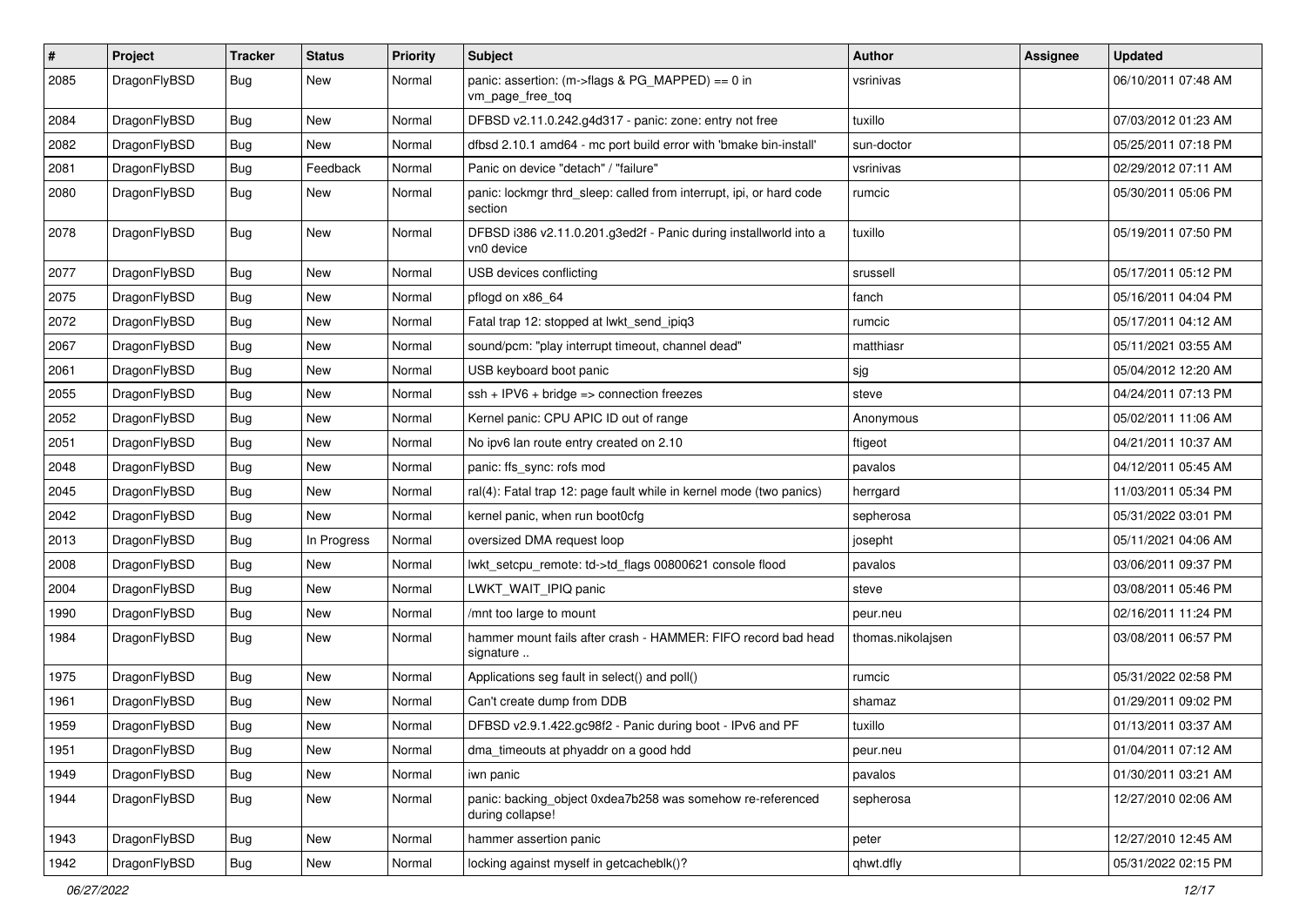| # | Project | Tracker | Status | Priority | Subject | Author | Assignee | Updated |
|---|---|---|---|---|---|---|---|---|
| 2085 | DragonFlyBSD | Bug | New | Normal | panic: assertion: (m->flags & PG_MAPPED) == 0 in vm_page_free_toq | vsrinivas | | 06/10/2011 07:48 AM |
| 2084 | DragonFlyBSD | Bug | New | Normal | DFBSD v2.11.0.242.g4d317 - panic: zone: entry not free | tuxillo | | 07/03/2012 01:23 AM |
| 2082 | DragonFlyBSD | Bug | New | Normal | dfbsd 2.10.1 amd64 - mc port build error with 'bmake bin-install' | sun-doctor | | 05/25/2011 07:18 PM |
| 2081 | DragonFlyBSD | Bug | Feedback | Normal | Panic on device "detach" / "failure" | vsrinivas | | 02/29/2012 07:11 AM |
| 2080 | DragonFlyBSD | Bug | New | Normal | panic: lockmgr thrd_sleep: called from interrupt, ipi, or hard code section | rumcic | | 05/30/2011 05:06 PM |
| 2078 | DragonFlyBSD | Bug | New | Normal | DFBSD i386 v2.11.0.201.g3ed2f - Panic during installworld into a vn0 device | tuxillo | | 05/19/2011 07:50 PM |
| 2077 | DragonFlyBSD | Bug | New | Normal | USB devices conflicting | srussell | | 05/17/2011 05:12 PM |
| 2075 | DragonFlyBSD | Bug | New | Normal | pflogd on x86_64 | fanch | | 05/16/2011 04:04 PM |
| 2072 | DragonFlyBSD | Bug | New | Normal | Fatal trap 12: stopped at lwkt_send_ipiq3 | rumcic | | 05/17/2011 04:12 AM |
| 2067 | DragonFlyBSD | Bug | New | Normal | sound/pcm: "play interrupt timeout, channel dead" | matthiasr | | 05/11/2021 03:55 AM |
| 2061 | DragonFlyBSD | Bug | New | Normal | USB keyboard boot panic | sjg | | 05/04/2012 12:20 AM |
| 2055 | DragonFlyBSD | Bug | New | Normal | ssh + IPV6 + bridge => connection freezes | steve | | 04/24/2011 07:13 PM |
| 2052 | DragonFlyBSD | Bug | New | Normal | Kernel panic: CPU APIC ID out of range | Anonymous | | 05/02/2011 11:06 AM |
| 2051 | DragonFlyBSD | Bug | New | Normal | No ipv6 lan route entry created on 2.10 | ftigeot | | 04/21/2011 10:37 AM |
| 2048 | DragonFlyBSD | Bug | New | Normal | panic: ffs_sync: rofs mod | pavalos | | 04/12/2011 05:45 AM |
| 2045 | DragonFlyBSD | Bug | New | Normal | ral(4): Fatal trap 12: page fault while in kernel mode (two panics) | herrgard | | 11/03/2011 05:34 PM |
| 2042 | DragonFlyBSD | Bug | New | Normal | kernel panic, when run boot0cfg | sepherosa | | 05/31/2022 03:01 PM |
| 2013 | DragonFlyBSD | Bug | In Progress | Normal | oversized DMA request loop | josepht | | 05/11/2021 04:06 AM |
| 2008 | DragonFlyBSD | Bug | New | Normal | lwkt_setcpu_remote: td->td_flags 00800621 console flood | pavalos | | 03/06/2011 09:37 PM |
| 2004 | DragonFlyBSD | Bug | New | Normal | LWKT_WAIT_IPIQ panic | steve | | 03/08/2011 05:46 PM |
| 1990 | DragonFlyBSD | Bug | New | Normal | /mnt too large to mount | peur.neu | | 02/16/2011 11:24 PM |
| 1984 | DragonFlyBSD | Bug | New | Normal | hammer mount fails after crash - HAMMER: FIFO record bad head signature .. | thomas.nikolajsen | | 03/08/2011 06:57 PM |
| 1975 | DragonFlyBSD | Bug | New | Normal | Applications seg fault in select() and poll() | rumcic | | 05/31/2022 02:58 PM |
| 1961 | DragonFlyBSD | Bug | New | Normal | Can't create dump from DDB | shamaz | | 01/29/2011 09:02 PM |
| 1959 | DragonFlyBSD | Bug | New | Normal | DFBSD v2.9.1.422.gc98f2 - Panic during boot - IPv6 and PF | tuxillo | | 01/13/2011 03:37 AM |
| 1951 | DragonFlyBSD | Bug | New | Normal | dma_timeouts at phyaddr on a good hdd | peur.neu | | 01/04/2011 07:12 AM |
| 1949 | DragonFlyBSD | Bug | New | Normal | iwn panic | pavalos | | 01/30/2011 03:21 AM |
| 1944 | DragonFlyBSD | Bug | New | Normal | panic: backing_object 0xdea7b258 was somehow re-referenced during collapse! | sepherosa | | 12/27/2010 02:06 AM |
| 1943 | DragonFlyBSD | Bug | New | Normal | hammer assertion panic | peter | | 12/27/2010 12:45 AM |
| 1942 | DragonFlyBSD | Bug | New | Normal | locking against myself in getcacheblk()? | qhwt.dfly | | 05/31/2022 02:15 PM |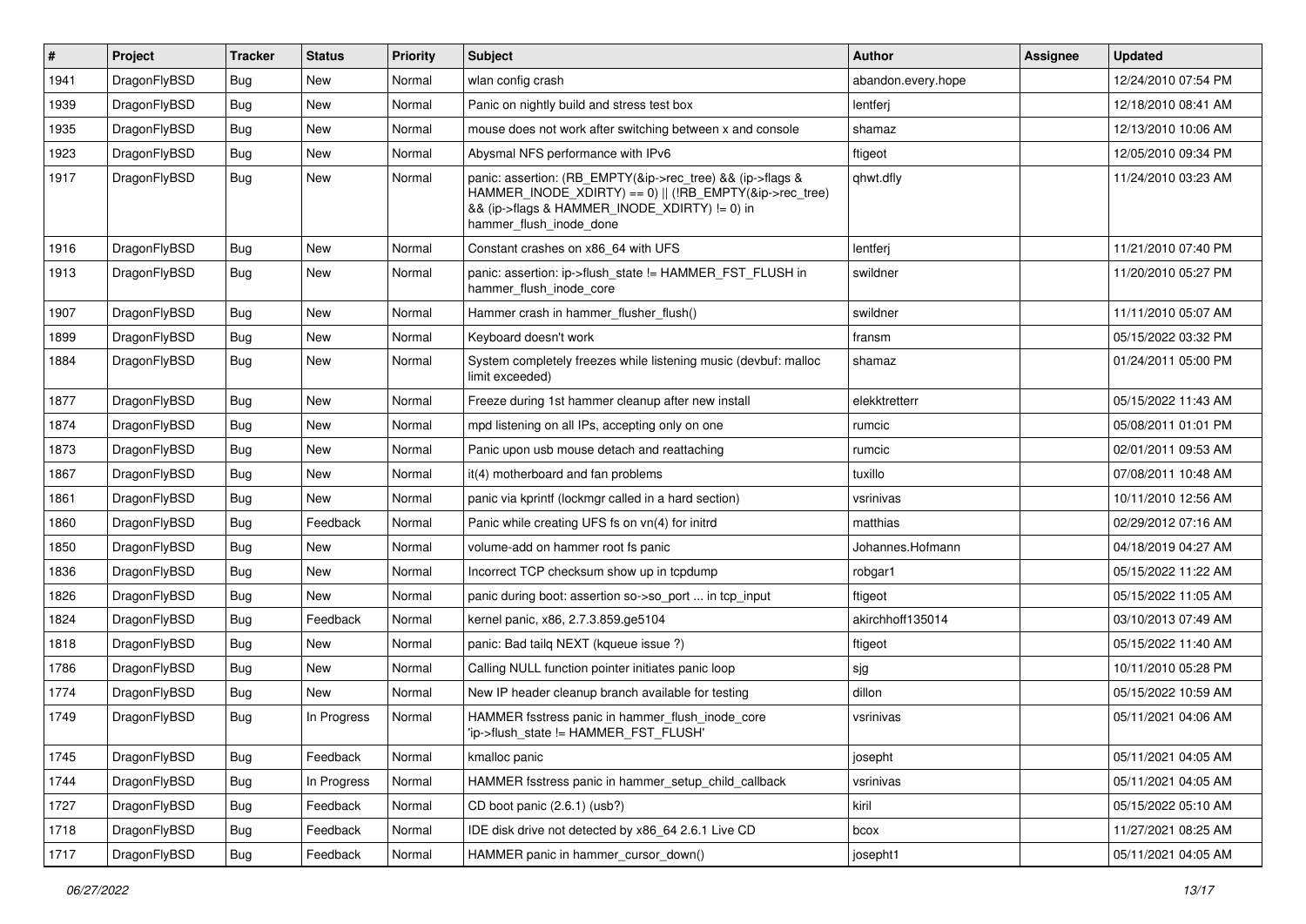| # | Project | Tracker | Status | Priority | Subject | Author | Assignee | Updated |
|---|---|---|---|---|---|---|---|---|
| 1941 | DragonFlyBSD | Bug | New | Normal | wlan config crash | abandon.every.hope | | 12/24/2010 07:54 PM |
| 1939 | DragonFlyBSD | Bug | New | Normal | Panic on nightly build and stress test box | lentferj | | 12/18/2010 08:41 AM |
| 1935 | DragonFlyBSD | Bug | New | Normal | mouse does not work after switching between x and console | shamaz | | 12/13/2010 10:06 AM |
| 1923 | DragonFlyBSD | Bug | New | Normal | Abysmal NFS performance with IPv6 | ftigeot | | 12/05/2010 09:34 PM |
| 1917 | DragonFlyBSD | Bug | New | Normal | panic: assertion: (RB_EMPTY(&ip->rec_tree) && (ip->flags & HAMMER_INODE_XDIRTY) == 0) \|\| (!RB_EMPTY(&ip->rec_tree) && (ip->flags & HAMMER_INODE_XDIRTY) != 0) in hammer_flush_inode_done | qhwt.dfly | | 11/24/2010 03:23 AM |
| 1916 | DragonFlyBSD | Bug | New | Normal | Constant crashes on x86_64 with UFS | lentferj | | 11/21/2010 07:40 PM |
| 1913 | DragonFlyBSD | Bug | New | Normal | panic: assertion: ip->flush_state != HAMMER_FST_FLUSH in hammer_flush_inode_core | swildner | | 11/20/2010 05:27 PM |
| 1907 | DragonFlyBSD | Bug | New | Normal | Hammer crash in hammer_flusher_flush() | swildner | | 11/11/2010 05:07 AM |
| 1899 | DragonFlyBSD | Bug | New | Normal | Keyboard doesn't work | fransm | | 05/15/2022 03:32 PM |
| 1884 | DragonFlyBSD | Bug | New | Normal | System completely freezes while listening music (devbuf: malloc limit exceeded) | shamaz | | 01/24/2011 05:00 PM |
| 1877 | DragonFlyBSD | Bug | New | Normal | Freeze during 1st hammer cleanup after new install | elekktretterr | | 05/15/2022 11:43 AM |
| 1874 | DragonFlyBSD | Bug | New | Normal | mpd listening on all IPs, accepting only on one | rumcic | | 05/08/2011 01:01 PM |
| 1873 | DragonFlyBSD | Bug | New | Normal | Panic upon usb mouse detach and reattaching | rumcic | | 02/01/2011 09:53 AM |
| 1867 | DragonFlyBSD | Bug | New | Normal | it(4) motherboard and fan problems | tuxillo | | 07/08/2011 10:48 AM |
| 1861 | DragonFlyBSD | Bug | New | Normal | panic via kprintf (lockmgr called in a hard section) | vsrinivas | | 10/11/2010 12:56 AM |
| 1860 | DragonFlyBSD | Bug | Feedback | Normal | Panic while creating UFS fs on vn(4) for initrd | matthias | | 02/29/2012 07:16 AM |
| 1850 | DragonFlyBSD | Bug | New | Normal | volume-add on hammer root fs panic | Johannes.Hofmann | | 04/18/2019 04:27 AM |
| 1836 | DragonFlyBSD | Bug | New | Normal | Incorrect TCP checksum show up in tcpdump | robgar1 | | 05/15/2022 11:22 AM |
| 1826 | DragonFlyBSD | Bug | New | Normal | panic during boot: assertion so->so_port ... in tcp_input | ftigeot | | 05/15/2022 11:05 AM |
| 1824 | DragonFlyBSD | Bug | Feedback | Normal | kernel panic, x86, 2.7.3.859.ge5104 | akirchhoff135014 | | 03/10/2013 07:49 AM |
| 1818 | DragonFlyBSD | Bug | New | Normal | panic: Bad tailq NEXT (kqueue issue ?) | ftigeot | | 05/15/2022 11:40 AM |
| 1786 | DragonFlyBSD | Bug | New | Normal | Calling NULL function pointer initiates panic loop | sjg | | 10/11/2010 05:28 PM |
| 1774 | DragonFlyBSD | Bug | New | Normal | New IP header cleanup branch available for testing | dillon | | 05/15/2022 10:59 AM |
| 1749 | DragonFlyBSD | Bug | In Progress | Normal | HAMMER fsstress panic in hammer_flush_inode_core 'ip->flush_state != HAMMER_FST_FLUSH' | vsrinivas | | 05/11/2021 04:06 AM |
| 1745 | DragonFlyBSD | Bug | Feedback | Normal | kmalloc panic | josepht | | 05/11/2021 04:05 AM |
| 1744 | DragonFlyBSD | Bug | In Progress | Normal | HAMMER fsstress panic in hammer_setup_child_callback | vsrinivas | | 05/11/2021 04:05 AM |
| 1727 | DragonFlyBSD | Bug | Feedback | Normal | CD boot panic (2.6.1) (usb?) | kiril | | 05/15/2022 05:10 AM |
| 1718 | DragonFlyBSD | Bug | Feedback | Normal | IDE disk drive not detected by x86_64 2.6.1 Live CD | bcox | | 11/27/2021 08:25 AM |
| 1717 | DragonFlyBSD | Bug | Feedback | Normal | HAMMER panic in hammer_cursor_down() | josepht1 | | 05/11/2021 04:05 AM |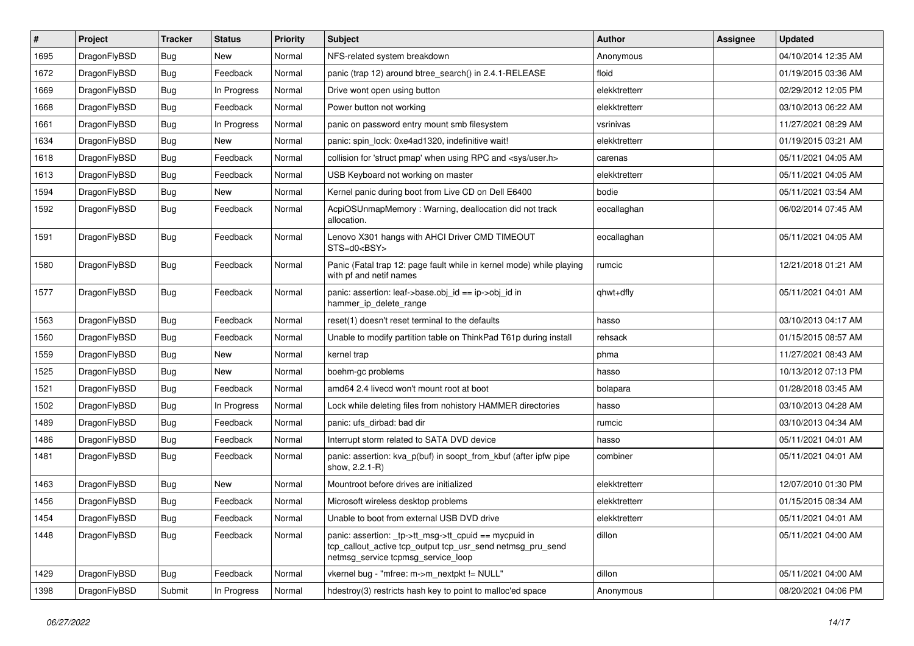| # | Project | Tracker | Status | Priority | Subject | Author | Assignee | Updated |
|---|---|---|---|---|---|---|---|---|
| 1695 | DragonFlyBSD | Bug | New | Normal | NFS-related system breakdown | Anonymous | | 04/10/2014 12:35 AM |
| 1672 | DragonFlyBSD | Bug | Feedback | Normal | panic (trap 12) around btree_search() in 2.4.1-RELEASE | floid | | 01/19/2015 03:36 AM |
| 1669 | DragonFlyBSD | Bug | In Progress | Normal | Drive wont open using button | elekktretterr | | 02/29/2012 12:05 PM |
| 1668 | DragonFlyBSD | Bug | Feedback | Normal | Power button not working | elekktretterr | | 03/10/2013 06:22 AM |
| 1661 | DragonFlyBSD | Bug | In Progress | Normal | panic on password entry mount smb filesystem | vsrinivas | | 11/27/2021 08:29 AM |
| 1634 | DragonFlyBSD | Bug | New | Normal | panic: spin_lock: 0xe4ad1320, indefinitive wait! | elekktretterr | | 01/19/2015 03:21 AM |
| 1618 | DragonFlyBSD | Bug | Feedback | Normal | collision for 'struct pmap' when using RPC and <sys/user.h> | carenas | | 05/11/2021 04:05 AM |
| 1613 | DragonFlyBSD | Bug | Feedback | Normal | USB Keyboard not working on master | elekktretterr | | 05/11/2021 04:05 AM |
| 1594 | DragonFlyBSD | Bug | New | Normal | Kernel panic during boot from Live CD on Dell E6400 | bodie | | 05/11/2021 03:54 AM |
| 1592 | DragonFlyBSD | Bug | Feedback | Normal | AcpiOSUnmapMemory : Warning, deallocation did not track allocation. | eocallaghan | | 06/02/2014 07:45 AM |
| 1591 | DragonFlyBSD | Bug | Feedback | Normal | Lenovo X301 hangs with AHCI Driver CMD TIMEOUT STS=d0<BSY> | eocallaghan | | 05/11/2021 04:05 AM |
| 1580 | DragonFlyBSD | Bug | Feedback | Normal | Panic (Fatal trap 12: page fault while in kernel mode) while playing with pf and netif names | rumcic | | 12/21/2018 01:21 AM |
| 1577 | DragonFlyBSD | Bug | Feedback | Normal | panic: assertion: leaf->base.obj_id == ip->obj_id in hammer_ip_delete_range | qhwt+dfly | | 05/11/2021 04:01 AM |
| 1563 | DragonFlyBSD | Bug | Feedback | Normal | reset(1) doesn't reset terminal to the defaults | hasso | | 03/10/2013 04:17 AM |
| 1560 | DragonFlyBSD | Bug | Feedback | Normal | Unable to modify partition table on ThinkPad T61p during install | rehsack | | 01/15/2015 08:57 AM |
| 1559 | DragonFlyBSD | Bug | New | Normal | kernel trap | phma | | 11/27/2021 08:43 AM |
| 1525 | DragonFlyBSD | Bug | New | Normal | boehm-gc problems | hasso | | 10/13/2012 07:13 PM |
| 1521 | DragonFlyBSD | Bug | Feedback | Normal | amd64 2.4 livecd won't mount root at boot | bolapara | | 01/28/2018 03:45 AM |
| 1502 | DragonFlyBSD | Bug | In Progress | Normal | Lock while deleting files from nohistory HAMMER directories | hasso | | 03/10/2013 04:28 AM |
| 1489 | DragonFlyBSD | Bug | Feedback | Normal | panic: ufs_dirbad: bad dir | rumcic | | 03/10/2013 04:34 AM |
| 1486 | DragonFlyBSD | Bug | Feedback | Normal | Interrupt storm related to SATA DVD device | hasso | | 05/11/2021 04:01 AM |
| 1481 | DragonFlyBSD | Bug | Feedback | Normal | panic: assertion: kva_p(buf) in soopt_from_kbuf (after ipfw pipe show, 2.2.1-R) | combiner | | 05/11/2021 04:01 AM |
| 1463 | DragonFlyBSD | Bug | New | Normal | Mountroot before drives are initialized | elekktretterr | | 12/07/2010 01:30 PM |
| 1456 | DragonFlyBSD | Bug | Feedback | Normal | Microsoft wireless desktop problems | elekktretterr | | 01/15/2015 08:34 AM |
| 1454 | DragonFlyBSD | Bug | Feedback | Normal | Unable to boot from external USB DVD drive | elekktretterr | | 05/11/2021 04:01 AM |
| 1448 | DragonFlyBSD | Bug | Feedback | Normal | panic: assertion: _tp->tt_msg->tt_cpuid == mycpuid in tcp_callout_active tcp_output tcp_usr_send netmsg_pru_send netmsg_service tcpmsg_service_loop | dillon | | 05/11/2021 04:00 AM |
| 1429 | DragonFlyBSD | Bug | Feedback | Normal | vkernel bug - "mfree: m->m_nextpkt != NULL" | dillon | | 05/11/2021 04:00 AM |
| 1398 | DragonFlyBSD | Submit | In Progress | Normal | hdestroy(3) restricts hash key to point to malloc'ed space | Anonymous | | 08/20/2021 04:06 PM |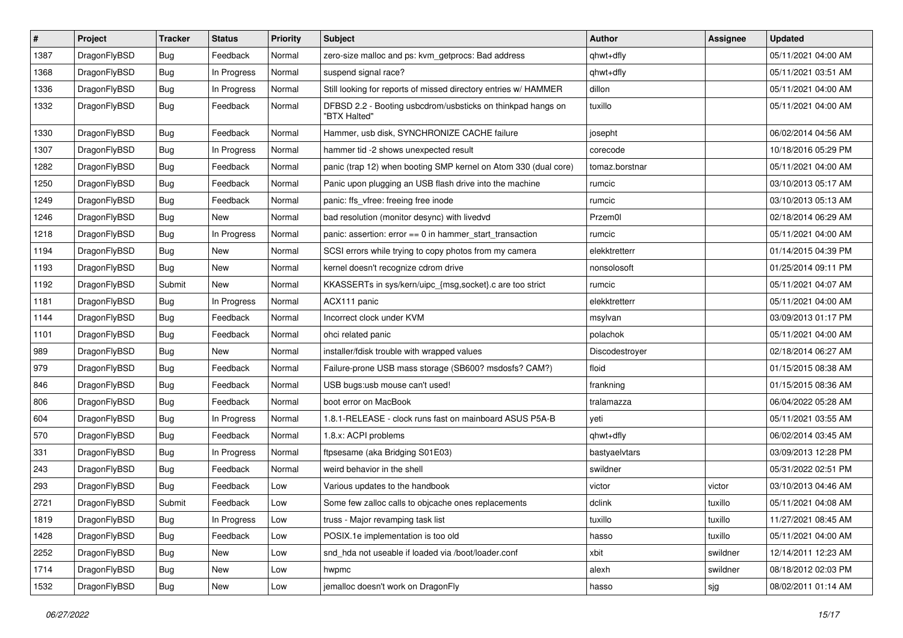| # | Project | Tracker | Status | Priority | Subject | Author | Assignee | Updated |
|---|---|---|---|---|---|---|---|---|
| 1387 | DragonFlyBSD | Bug | Feedback | Normal | zero-size malloc and ps: kvm_getprocs: Bad address | qhwt+dfly | | 05/11/2021 04:00 AM |
| 1368 | DragonFlyBSD | Bug | In Progress | Normal | suspend signal race? | qhwt+dfly | | 05/11/2021 03:51 AM |
| 1336 | DragonFlyBSD | Bug | In Progress | Normal | Still looking for reports of missed directory entries w/ HAMMER | dillon | | 05/11/2021 04:00 AM |
| 1332 | DragonFlyBSD | Bug | Feedback | Normal | DFBSD 2.2 - Booting usbcdrom/usbsticks on thinkpad hangs on "BTX Halted" | tuxillo | | 05/11/2021 04:00 AM |
| 1330 | DragonFlyBSD | Bug | Feedback | Normal | Hammer, usb disk, SYNCHRONIZE CACHE failure | josepht | | 06/02/2014 04:56 AM |
| 1307 | DragonFlyBSD | Bug | In Progress | Normal | hammer tid -2 shows unexpected result | corecode | | 10/18/2016 05:29 PM |
| 1282 | DragonFlyBSD | Bug | Feedback | Normal | panic (trap 12) when booting SMP kernel on Atom 330 (dual core) | tomaz.borstnar | | 05/11/2021 04:00 AM |
| 1250 | DragonFlyBSD | Bug | Feedback | Normal | Panic upon plugging an USB flash drive into the machine | rumcic | | 03/10/2013 05:17 AM |
| 1249 | DragonFlyBSD | Bug | Feedback | Normal | panic: ffs_vfree: freeing free inode | rumcic | | 03/10/2013 05:13 AM |
| 1246 | DragonFlyBSD | Bug | New | Normal | bad resolution (monitor desync) with livedvd | Przem0l | | 02/18/2014 06:29 AM |
| 1218 | DragonFlyBSD | Bug | In Progress | Normal | panic: assertion: error == 0 in hammer_start_transaction | rumcic | | 05/11/2021 04:00 AM |
| 1194 | DragonFlyBSD | Bug | New | Normal | SCSI errors while trying to copy photos from my camera | elekktretterr | | 01/14/2015 04:39 PM |
| 1193 | DragonFlyBSD | Bug | New | Normal | kernel doesn't recognize cdrom drive | nonsolosoft | | 01/25/2014 09:11 PM |
| 1192 | DragonFlyBSD | Submit | New | Normal | KKASSERTs in sys/kern/uipc_{msg,socket}.c are too strict | rumcic | | 05/11/2021 04:07 AM |
| 1181 | DragonFlyBSD | Bug | In Progress | Normal | ACX111 panic | elekktretterr | | 05/11/2021 04:00 AM |
| 1144 | DragonFlyBSD | Bug | Feedback | Normal | Incorrect clock under KVM | msylvan | | 03/09/2013 01:17 PM |
| 1101 | DragonFlyBSD | Bug | Feedback | Normal | ohci related panic | polachok | | 05/11/2021 04:00 AM |
| 989 | DragonFlyBSD | Bug | New | Normal | installer/fdisk trouble with wrapped values | Discodestroyer | | 02/18/2014 06:27 AM |
| 979 | DragonFlyBSD | Bug | Feedback | Normal | Failure-prone USB mass storage (SB600? msdosfs? CAM?) | floid | | 01/15/2015 08:38 AM |
| 846 | DragonFlyBSD | Bug | Feedback | Normal | USB bugs:usb mouse can't used! | frankning | | 01/15/2015 08:36 AM |
| 806 | DragonFlyBSD | Bug | Feedback | Normal | boot error on MacBook | tralamazza | | 06/04/2022 05:28 AM |
| 604 | DragonFlyBSD | Bug | In Progress | Normal | 1.8.1-RELEASE - clock runs fast on mainboard ASUS P5A-B | yeti | | 05/11/2021 03:55 AM |
| 570 | DragonFlyBSD | Bug | Feedback | Normal | 1.8.x: ACPI problems | qhwt+dfly | | 06/02/2014 03:45 AM |
| 331 | DragonFlyBSD | Bug | In Progress | Normal | ftpsesame (aka Bridging S01E03) | bastyaelvtars | | 03/09/2013 12:28 PM |
| 243 | DragonFlyBSD | Bug | Feedback | Normal | weird behavior in the shell | swildner | | 05/31/2022 02:51 PM |
| 293 | DragonFlyBSD | Bug | Feedback | Low | Various updates to the handbook | victor | victor | 03/10/2013 04:46 AM |
| 2721 | DragonFlyBSD | Submit | Feedback | Low | Some few zalloc calls to objcache ones replacements | dclink | tuxillo | 05/11/2021 04:08 AM |
| 1819 | DragonFlyBSD | Bug | In Progress | Low | truss - Major revamping task list | tuxillo | tuxillo | 11/27/2021 08:45 AM |
| 1428 | DragonFlyBSD | Bug | Feedback | Low | POSIX.1e implementation is too old | hasso | tuxillo | 05/11/2021 04:00 AM |
| 2252 | DragonFlyBSD | Bug | New | Low | snd_hda not useable if loaded via /boot/loader.conf | xbit | swildner | 12/14/2011 12:23 AM |
| 1714 | DragonFlyBSD | Bug | New | Low | hwpmc | alexh | swildner | 08/18/2012 02:03 PM |
| 1532 | DragonFlyBSD | Bug | New | Low | jemalloc doesn't work on DragonFly | hasso | sjg | 08/02/2011 01:14 AM |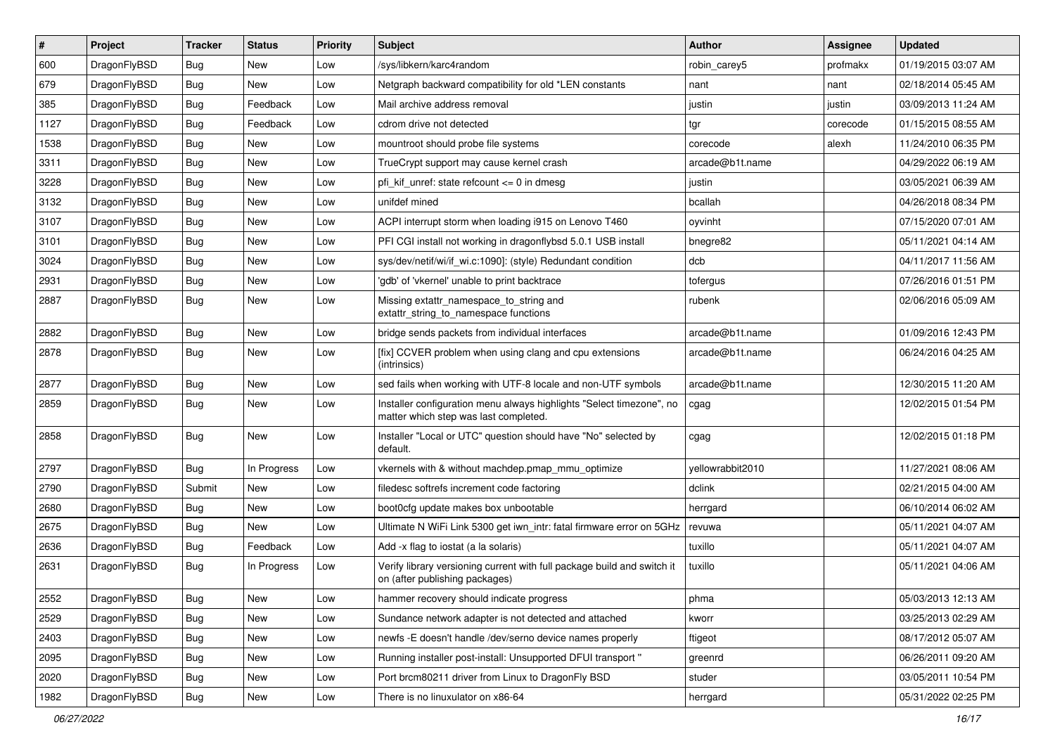| # | Project | Tracker | Status | Priority | Subject | Author | Assignee | Updated |
|---|---|---|---|---|---|---|---|---|
| 600 | DragonFlyBSD | Bug | New | Low | /sys/libkern/karc4random | robin_carey5 | profmakx | 01/19/2015 03:07 AM |
| 679 | DragonFlyBSD | Bug | New | Low | Netgraph backward compatibility for old *LEN constants | nant | nant | 02/18/2014 05:45 AM |
| 385 | DragonFlyBSD | Bug | Feedback | Low | Mail archive address removal | justin | justin | 03/09/2013 11:24 AM |
| 1127 | DragonFlyBSD | Bug | Feedback | Low | cdrom drive not detected | tgr | corecode | 01/15/2015 08:55 AM |
| 1538 | DragonFlyBSD | Bug | New | Low | mountroot should probe file systems | corecode | alexh | 11/24/2010 06:35 PM |
| 3311 | DragonFlyBSD | Bug | New | Low | TrueCrypt support may cause kernel crash | arcade@b1t.name | | 04/29/2022 06:19 AM |
| 3228 | DragonFlyBSD | Bug | New | Low | pfi_kif_unref: state refcount <= 0 in dmesg | justin | | 03/05/2021 06:39 AM |
| 3132 | DragonFlyBSD | Bug | New | Low | unifdef mined | bcallah | | 04/26/2018 08:34 PM |
| 3107 | DragonFlyBSD | Bug | New | Low | ACPI interrupt storm when loading i915 on Lenovo T460 | oyvinht | | 07/15/2020 07:01 AM |
| 3101 | DragonFlyBSD | Bug | New | Low | PFI CGI install not working in dragonflybsd 5.0.1 USB install | bnegre82 | | 05/11/2021 04:14 AM |
| 3024 | DragonFlyBSD | Bug | New | Low | sys/dev/netif/wi/if_wi.c:1090]: (style) Redundant condition | dcb | | 04/11/2017 11:56 AM |
| 2931 | DragonFlyBSD | Bug | New | Low | 'gdb' of 'vkernel' unable to print backtrace | tofergus | | 07/26/2016 01:51 PM |
| 2887 | DragonFlyBSD | Bug | New | Low | Missing extattr_namespace_to_string and extattr_string_to_namespace functions | rubenk | | 02/06/2016 05:09 AM |
| 2882 | DragonFlyBSD | Bug | New | Low | bridge sends packets from individual interfaces | arcade@b1t.name | | 01/09/2016 12:43 PM |
| 2878 | DragonFlyBSD | Bug | New | Low | [fix] CCVER problem when using clang and cpu extensions (intrinsics) | arcade@b1t.name | | 06/24/2016 04:25 AM |
| 2877 | DragonFlyBSD | Bug | New | Low | sed fails when working with UTF-8 locale and non-UTF symbols | arcade@b1t.name | | 12/30/2015 11:20 AM |
| 2859 | DragonFlyBSD | Bug | New | Low | Installer configuration menu always highlights "Select timezone", no matter which step was last completed. | cgag | | 12/02/2015 01:54 PM |
| 2858 | DragonFlyBSD | Bug | New | Low | Installer "Local or UTC" question should have "No" selected by default. | cgag | | 12/02/2015 01:18 PM |
| 2797 | DragonFlyBSD | Bug | In Progress | Low | vkernels with & without machdep.pmap_mmu_optimize | yellowrabbit2010 | | 11/27/2021 08:06 AM |
| 2790 | DragonFlyBSD | Submit | New | Low | filedesc softrefs increment code factoring | dclink | | 02/21/2015 04:00 AM |
| 2680 | DragonFlyBSD | Bug | New | Low | boot0cfg update makes box unbootable | herrgard | | 06/10/2014 06:02 AM |
| 2675 | DragonFlyBSD | Bug | New | Low | Ultimate N WiFi Link 5300 get iwn_intr: fatal firmware error on 5GHz | revuwa | | 05/11/2021 04:07 AM |
| 2636 | DragonFlyBSD | Bug | Feedback | Low | Add -x flag to iostat (a la solaris) | tuxillo | | 05/11/2021 04:07 AM |
| 2631 | DragonFlyBSD | Bug | In Progress | Low | Verify library versioning current with full package build and switch it on (after publishing packages) | tuxillo | | 05/11/2021 04:06 AM |
| 2552 | DragonFlyBSD | Bug | New | Low | hammer recovery should indicate progress | phma | | 05/03/2013 12:13 AM |
| 2529 | DragonFlyBSD | Bug | New | Low | Sundance network adapter is not detected and attached | kworr | | 03/25/2013 02:29 AM |
| 2403 | DragonFlyBSD | Bug | New | Low | newfs -E doesn't handle /dev/serno device names properly | ftigeot | | 08/17/2012 05:07 AM |
| 2095 | DragonFlyBSD | Bug | New | Low | Running installer post-install: Unsupported DFUI transport " | greenrd | | 06/26/2011 09:20 AM |
| 2020 | DragonFlyBSD | Bug | New | Low | Port brcm80211 driver from Linux to DragonFly BSD | studer | | 03/05/2011 10:54 PM |
| 1982 | DragonFlyBSD | Bug | New | Low | There is no linuxulator on x86-64 | herrgard | | 05/31/2022 02:25 PM |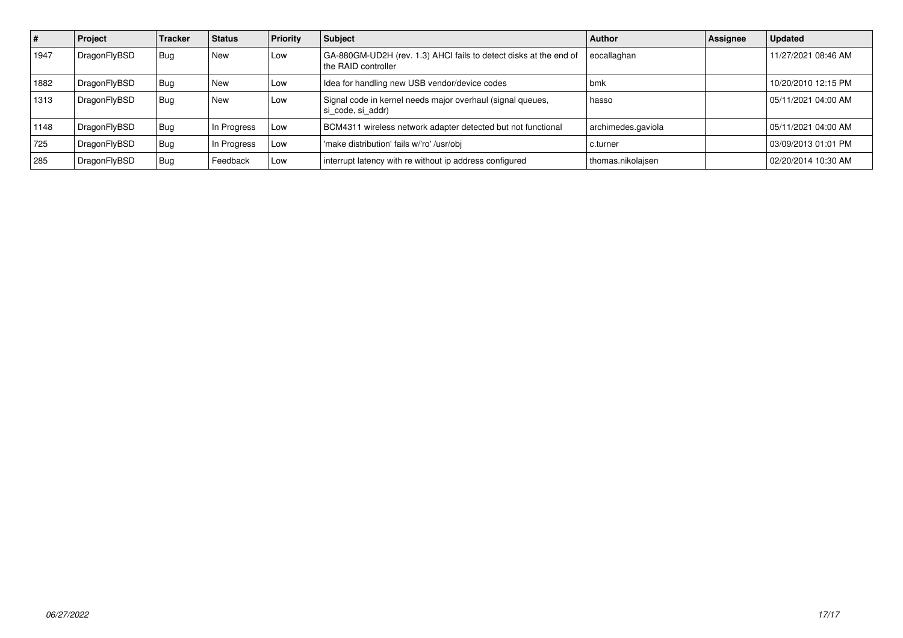| # | Project | Tracker | Status | Priority | Subject | Author | Assignee | Updated |
|---|---|---|---|---|---|---|---|---|
| 1947 | DragonFlyBSD | Bug | New | Low | GA-880GM-UD2H (rev. 1.3) AHCI fails to detect disks at the end of the RAID controller | eocallaghan | | 11/27/2021 08:46 AM |
| 1882 | DragonFlyBSD | Bug | New | Low | Idea for handling new USB vendor/device codes | bmk | | 10/20/2010 12:15 PM |
| 1313 | DragonFlyBSD | Bug | New | Low | Signal code in kernel needs major overhaul (signal queues, si_code, si_addr) | hasso | | 05/11/2021 04:00 AM |
| 1148 | DragonFlyBSD | Bug | In Progress | Low | BCM4311 wireless network adapter detected but not functional | archimedes.gaviola | | 05/11/2021 04:00 AM |
| 725 | DragonFlyBSD | Bug | In Progress | Low | 'make distribution' fails w/'ro' /usr/obj | c.turner | | 03/09/2013 01:01 PM |
| 285 | DragonFlyBSD | Bug | Feedback | Low | interrupt latency with re without ip address configured | thomas.nikolajsen | | 02/20/2014 10:30 AM |